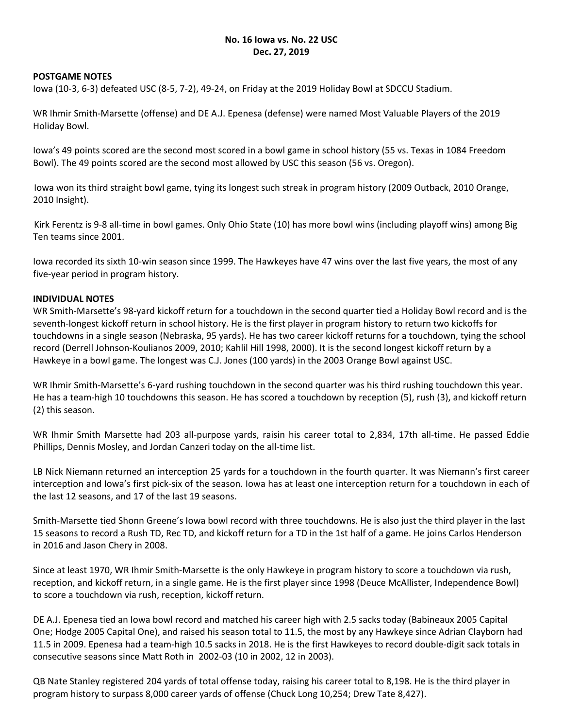**No. 16 Iowa vs. No. 22 USC**
**Dec. 27, 2019**

**POSTGAME NOTES**

Iowa (10-3, 6-3) defeated USC (8-5, 7-2), 49-24, on Friday at the 2019 Holiday Bowl at SDCCU Stadium.

WR Ihmir Smith-Marsette (offense) and DE A.J. Epenesa (defense) were named Most Valuable Players of the 2019 Holiday Bowl.

Iowa's 49 points scored are the second most scored in a bowl game in school history (55 vs. Texas in 1084 Freedom Bowl). The 49 points scored are the second most allowed by USC this season (56 vs. Oregon).

Iowa won its third straight bowl game, tying its longest such streak in program history (2009 Outback, 2010 Orange, 2010 Insight).

Kirk Ferentz is 9-8 all-time in bowl games. Only Ohio State (10) has more bowl wins (including playoff wins) among Big Ten teams since 2001.

Iowa recorded its sixth 10-win season since 1999. The Hawkeyes have 47 wins over the last five years, the most of any five-year period in program history.

**INDIVIDUAL NOTES**

WR Smith-Marsette's 98-yard kickoff return for a touchdown in the second quarter tied a Holiday Bowl record and is the seventh-longest kickoff return in school history. He is the first player in program history to return two kickoffs for touchdowns in a single season (Nebraska, 95 yards). He has two career kickoff returns for a touchdown, tying the school record (Derrell Johnson-Koulianos 2009, 2010; Kahlil Hill 1998, 2000). It is the second longest kickoff return by a Hawkeye in a bowl game. The longest was C.J. Jones (100 yards) in the 2003 Orange Bowl against USC.

WR Ihmir Smith-Marsette's 6-yard rushing touchdown in the second quarter was his third rushing touchdown this year. He has a team-high 10 touchdowns this season. He has scored a touchdown by reception (5), rush (3), and kickoff return (2) this season.

WR Ihmir Smith Marsette had 203 all-purpose yards, raisin his career total to 2,834, 17th all-time. He passed Eddie Phillips, Dennis Mosley, and Jordan Canzeri today on the all-time list.

LB Nick Niemann returned an interception 25 yards for a touchdown in the fourth quarter. It was Niemann's first career interception and Iowa's first pick-six of the season. Iowa has at least one interception return for a touchdown in each of the last 12 seasons, and 17 of the last 19 seasons.

Smith-Marsette tied Shonn Greene's Iowa bowl record with three touchdowns. He is also just the third player in the last 15 seasons to record a Rush TD, Rec TD, and kickoff return for a TD in the 1st half of a game. He joins Carlos Henderson in 2016 and Jason Chery in 2008.

Since at least 1970, WR Ihmir Smith-Marsette is the only Hawkeye in program history to score a touchdown via rush, reception, and kickoff return, in a single game. He is the first player since 1998 (Deuce McAllister, Independence Bowl) to score a touchdown via rush, reception, kickoff return.

DE A.J. Epenesa tied an Iowa bowl record and matched his career high with 2.5 sacks today (Babineaux 2005 Capital One; Hodge 2005 Capital One), and raised his season total to 11.5, the most by any Hawkeye since Adrian Clayborn had 11.5 in 2009. Epenesa had a team-high 10.5 sacks in 2018. He is the first Hawkeyes to record double-digit sack totals in consecutive seasons since Matt Roth in 2002-03 (10 in 2002, 12 in 2003).

QB Nate Stanley registered 204 yards of total offense today, raising his career total to 8,198. He is the third player in program history to surpass 8,000 career yards of offense (Chuck Long 10,254; Drew Tate 8,427).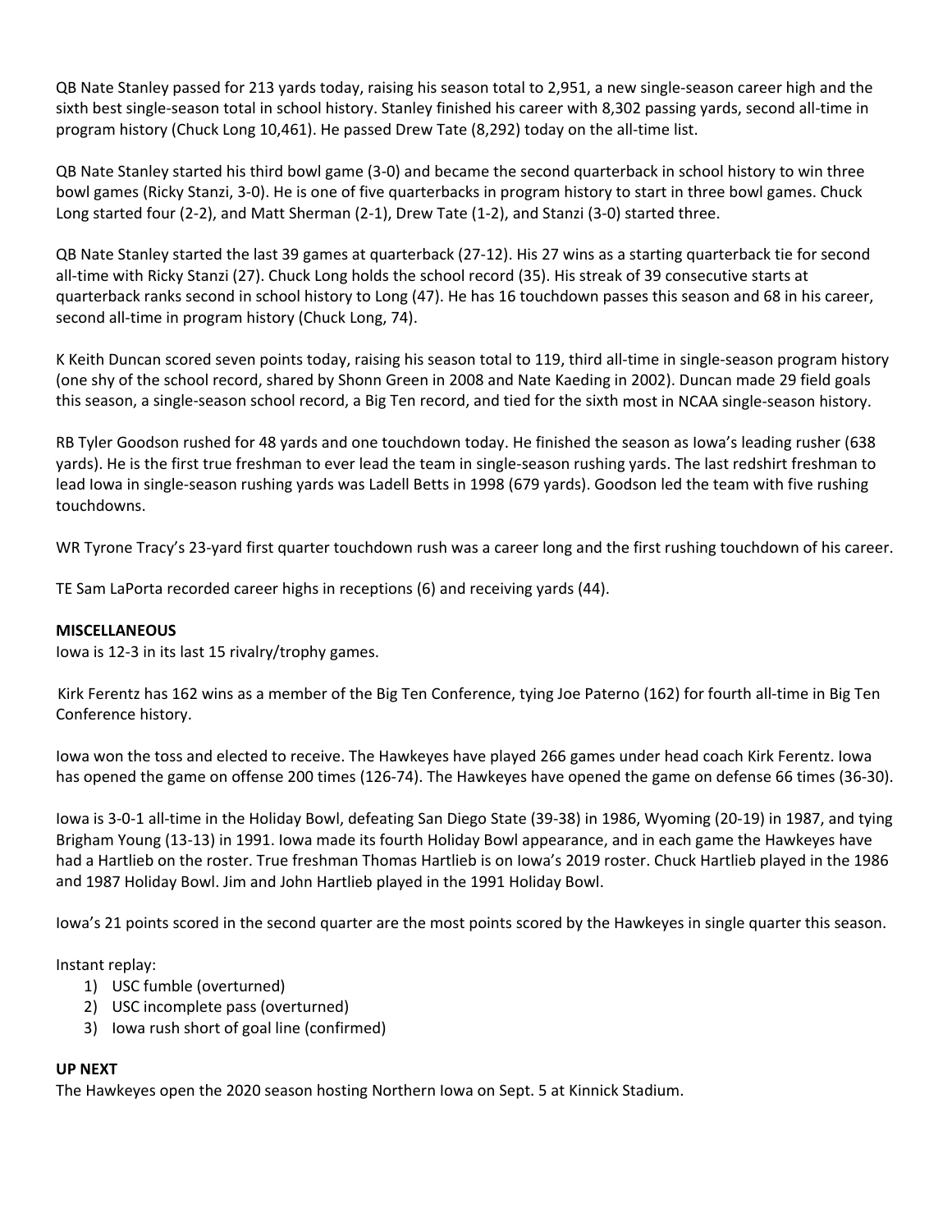QB Nate Stanley passed for 213 yards today, raising his season total to 2,951, a new single-season career high and the sixth best single-season total in school history. Stanley finished his career with 8,302 passing yards, second all-time in program history (Chuck Long 10,461). He passed Drew Tate (8,292) today on the all-time list.

QB Nate Stanley started his third bowl game (3-0) and became the second quarterback in school history to win three bowl games (Ricky Stanzi, 3-0). He is one of five quarterbacks in program history to start in three bowl games. Chuck Long started four (2-2), and Matt Sherman (2-1), Drew Tate (1-2), and Stanzi (3-0) started three.

QB Nate Stanley started the last 39 games at quarterback (27-12). His 27 wins as a starting quarterback tie for second all-time with Ricky Stanzi (27). Chuck Long holds the school record (35). His streak of 39 consecutive starts at quarterback ranks second in school history to Long (47). He has 16 touchdown passes this season and 68 in his career, second all-time in program history (Chuck Long, 74).

K Keith Duncan scored seven points today, raising his season total to 119, third all-time in single-season program history (one shy of the school record, shared by Shonn Green in 2008 and Nate Kaeding in 2002). Duncan made 29 field goals this season, a single-season school record, a Big Ten record, and tied for the sixth most in NCAA single-season history.

RB Tyler Goodson rushed for 48 yards and one touchdown today. He finished the season as Iowa's leading rusher (638 yards). He is the first true freshman to ever lead the team in single-season rushing yards. The last redshirt freshman to lead Iowa in single-season rushing yards was Ladell Betts in 1998 (679 yards). Goodson led the team with five rushing touchdowns.

WR Tyrone Tracy's 23-yard first quarter touchdown rush was a career long and the first rushing touchdown of his career.

TE Sam LaPorta recorded career highs in receptions (6) and receiving yards (44).

**MISCELLANEOUS**

Iowa is 12-3 in its last 15 rivalry/trophy games.

Kirk Ferentz has 162 wins as a member of the Big Ten Conference, tying Joe Paterno (162) for fourth all-time in Big Ten Conference history.

Iowa won the toss and elected to receive. The Hawkeyes have played 266 games under head coach Kirk Ferentz. Iowa has opened the game on offense 200 times (126-74). The Hawkeyes have opened the game on defense 66 times (36-30).

Iowa is 3-0-1 all-time in the Holiday Bowl, defeating San Diego State (39-38) in 1986, Wyoming (20-19) in 1987, and tying Brigham Young (13-13) in 1991. Iowa made its fourth Holiday Bowl appearance, and in each game the Hawkeyes have had a Hartlieb on the roster. True freshman Thomas Hartlieb is on Iowa's 2019 roster. Chuck Hartlieb played in the 1986 and 1987 Holiday Bowl. Jim and John Hartlieb played in the 1991 Holiday Bowl.

Iowa's 21 points scored in the second quarter are the most points scored by the Hawkeyes in single quarter this season.

Instant replay:

1) USC fumble (overturned)
2) USC incomplete pass (overturned)
3) Iowa rush short of goal line (confirmed)

**UP NEXT**

The Hawkeyes open the 2020 season hosting Northern Iowa on Sept. 5 at Kinnick Stadium.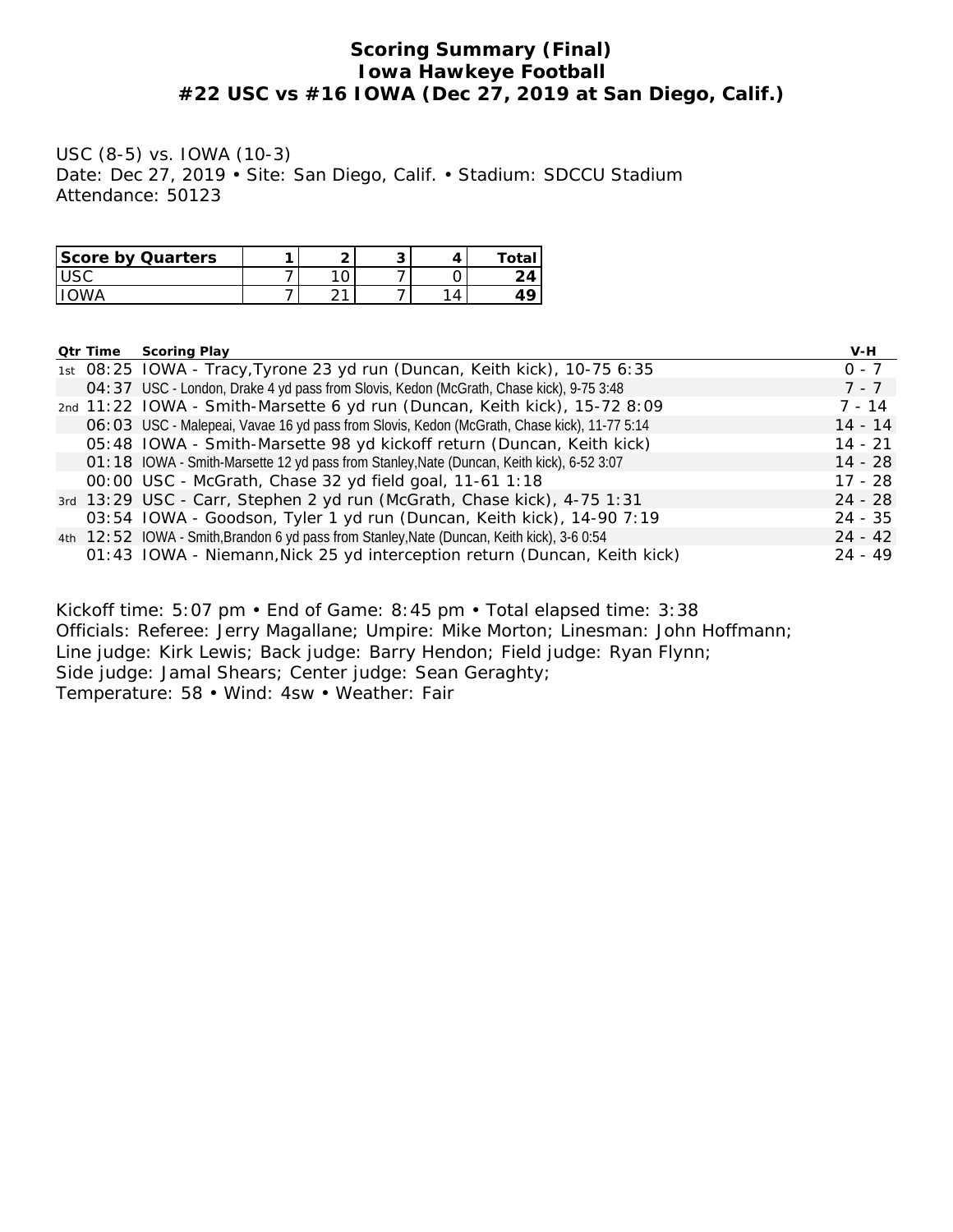# Scoring Summary (Final)
# Iowa Hawkeye Football
# #22 USC vs #16 IOWA (Dec 27, 2019 at San Diego, Calif.)

USC (8-5) vs. IOWA (10-3)
Date: Dec 27, 2019 • Site: San Diego, Calif. • Stadium: SDCCU Stadium
Attendance: 50123

| Score by Quarters | 1 | 2 | 3 | 4 | Total |
|---|---|---|---|---|---|
| USC | 7 | 10 | 7 | 0 | **24** |
| IOWA | 7 | 21 | 7 | 14 | **49** |

| Qtr | Time | Scoring Play | V-H |
|---|---|---|---|
| 1st | 08:25 | IOWA - Tracy,Tyrone 23 yd run (Duncan, Keith kick), 10-75 6:35 | 0 - 7 |
| | 04:37 | USC - London, Drake 4 yd pass from Slovis, Kedon (McGrath, Chase kick), 9-75 3:48 | 7 - 7 |
| 2nd | 11:22 | IOWA - Smith-Marsette 6 yd run (Duncan, Keith kick), 15-72 8:09 | 7 - 14 |
| | 06:03 | USC - Malepeai, Vavae 16 yd pass from Slovis, Kedon (McGrath, Chase kick), 11-77 5:14 | 14 - 14 |
| | 05:48 | IOWA - Smith-Marsette 98 yd kickoff return (Duncan, Keith kick) | 14 - 21 |
| | 01:18 | IOWA - Smith-Marsette 12 yd pass from Stanley,Nate (Duncan, Keith kick), 6-52 3:07 | 14 - 28 |
| | 00:00 | USC - McGrath, Chase 32 yd field goal, 11-61 1:18 | 17 - 28 |
| 3rd | 13:29 | USC - Carr, Stephen 2 yd run (McGrath, Chase kick), 4-75 1:31 | 24 - 28 |
| | 03:54 | IOWA - Goodson, Tyler 1 yd run (Duncan, Keith kick), 14-90 7:19 | 24 - 35 |
| 4th | 12:52 | IOWA - Smith,Brandon 6 yd pass from Stanley,Nate (Duncan, Keith kick), 3-6 0:54 | 24 - 42 |
| | 01:43 | IOWA - Niemann,Nick 25 yd interception return (Duncan, Keith kick) | 24 - 49 |

Kickoff time: 5:07 pm • End of Game: 8:45 pm • Total elapsed time: 3:38
Officials: Referee: Jerry Magallane; Umpire: Mike Morton; Linesman: John Hoffmann;
Line judge: Kirk Lewis; Back judge: Barry Hendon; Field judge: Ryan Flynn;
Side judge: Jamal Shears; Center judge: Sean Geraghty;
Temperature: 58 • Wind: 4sw • Weather: Fair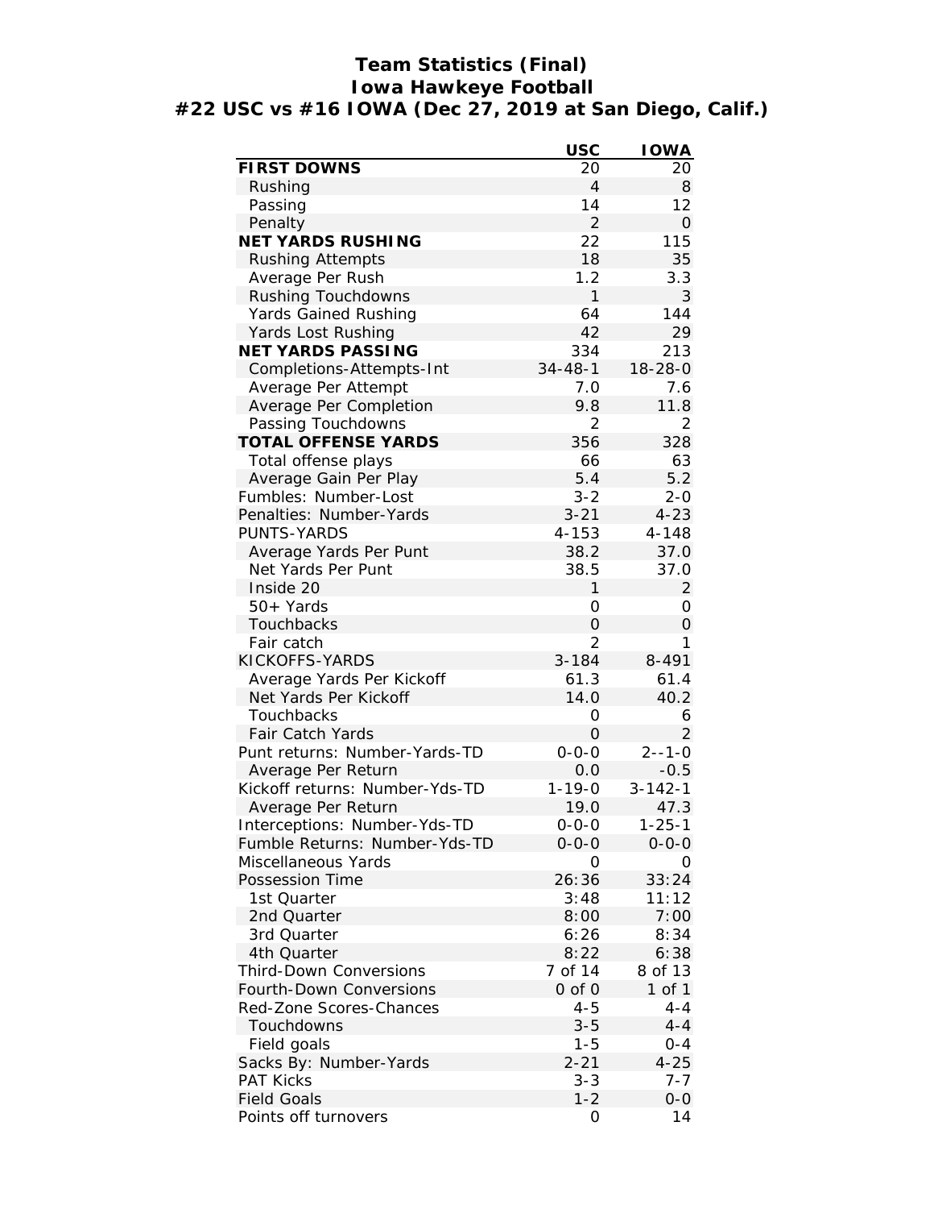# Team Statistics (Final)
## Iowa Hawkeye Football
## #22 USC vs #16 IOWA (Dec 27, 2019 at San Diego, Calif.)

| | USC | IOWA |
|---|---|---|
| **FIRST DOWNS** | 20 | 20 |
| Rushing | 4 | 8 |
| Passing | 14 | 12 |
| Penalty | 2 | 0 |
| **NET YARDS RUSHING** | 22 | 115 |
| Rushing Attempts | 18 | 35 |
| Average Per Rush | 1.2 | 3.3 |
| Rushing Touchdowns | 1 | 3 |
| Yards Gained Rushing | 64 | 144 |
| Yards Lost Rushing | 42 | 29 |
| **NET YARDS PASSING** | 334 | 213 |
| Completions-Attempts-Int | 34-48-1 | 18-28-0 |
| Average Per Attempt | 7.0 | 7.6 |
| Average Per Completion | 9.8 | 11.8 |
| Passing Touchdowns | 2 | 2 |
| **TOTAL OFFENSE YARDS** | 356 | 328 |
| Total offense plays | 66 | 63 |
| Average Gain Per Play | 5.4 | 5.2 |
| Fumbles: Number-Lost | 3-2 | 2-0 |
| Penalties: Number-Yards | 3-21 | 4-23 |
| PUNTS-YARDS | 4-153 | 4-148 |
| Average Yards Per Punt | 38.2 | 37.0 |
| Net Yards Per Punt | 38.5 | 37.0 |
| Inside 20 | 1 | 2 |
| 50+ Yards | 0 | 0 |
| Touchbacks | 0 | 0 |
| Fair catch | 2 | 1 |
| KICKOFFS-YARDS | 3-184 | 8-491 |
| Average Yards Per Kickoff | 61.3 | 61.4 |
| Net Yards Per Kickoff | 14.0 | 40.2 |
| Touchbacks | 0 | 6 |
| Fair Catch Yards | 0 | 2 |
| Punt returns: Number-Yards-TD | 0-0-0 | 2--1-0 |
| Average Per Return | 0.0 | -0.5 |
| Kickoff returns: Number-Yds-TD | 1-19-0 | 3-142-1 |
| Average Per Return | 19.0 | 47.3 |
| Interceptions: Number-Yds-TD | 0-0-0 | 1-25-1 |
| Fumble Returns: Number-Yds-TD | 0-0-0 | 0-0-0 |
| Miscellaneous Yards | 0 | 0 |
| Possession Time | 26:36 | 33:24 |
| 1st Quarter | 3:48 | 11:12 |
| 2nd Quarter | 8:00 | 7:00 |
| 3rd Quarter | 6:26 | 8:34 |
| 4th Quarter | 8:22 | 6:38 |
| Third-Down Conversions | 7 of 14 | 8 of 13 |
| Fourth-Down Conversions | 0 of 0 | 1 of 1 |
| Red-Zone Scores-Chances | 4-5 | 4-4 |
| Touchdowns | 3-5 | 4-4 |
| Field goals | 1-5 | 0-4 |
| Sacks By: Number-Yards | 2-21 | 4-25 |
| PAT Kicks | 3-3 | 7-7 |
| Field Goals | 1-2 | 0-0 |
| Points off turnovers | 0 | 14 |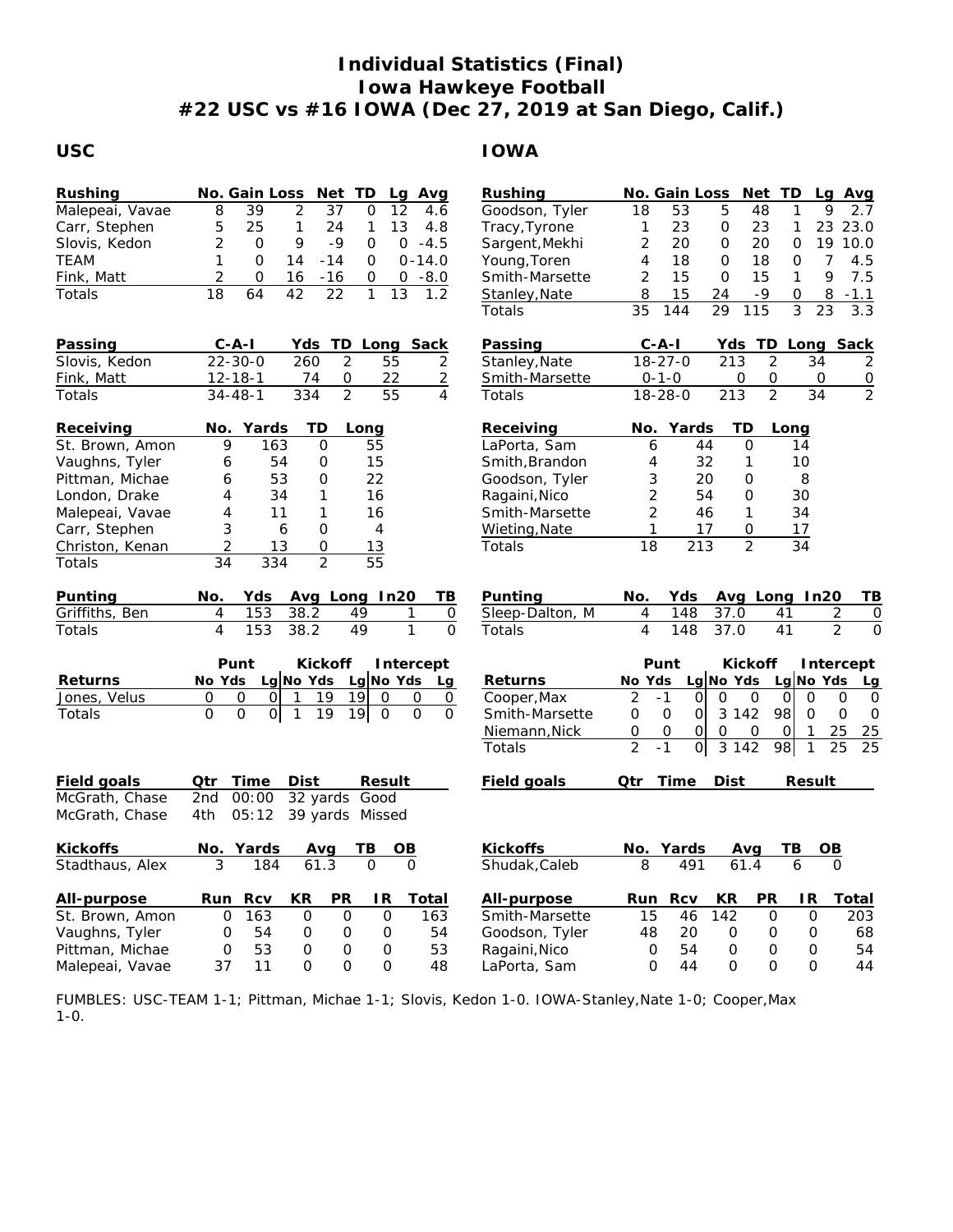# Individual Statistics (Final)
# Iowa Hawkeye Football
# #22 USC vs #16 IOWA (Dec 27, 2019 at San Diego, Calif.)

## USC

| Rushing | No. | Gain | Loss | Net | TD | Lg | Avg |
|---|---|---|---|---|---|---|---|
| Malepeai, Vavae | 8 | 39 | 2 | 37 | 0 | 12 | 4.6 |
| Carr, Stephen | 5 | 25 | 1 | 24 | 1 | 13 | 4.8 |
| Slovis, Kedon | 2 | 0 | 9 | -9 | 0 | 0 | -4.5 |
| TEAM | 1 | 0 | 14 | -14 | 0 | 0 | -14.0 |
| Fink, Matt | 2 | 0 | 16 | -16 | 0 | 0 | -8.0 |
| Totals | 18 | 64 | 42 | 22 | 1 | 13 | 1.2 |

| Passing | C-A-I | Yds | TD | Long | Sack |
|---|---|---|---|---|---|
| Slovis, Kedon | 22-30-0 | 260 | 2 | 55 | 2 |
| Fink, Matt | 12-18-1 | 74 | 0 | 22 | 2 |
| Totals | 34-48-1 | 334 | 2 | 55 | 4 |

| Receiving | No. | Yards | TD | Long |
|---|---|---|---|---|
| St. Brown, Amon | 9 | 163 | 0 | 55 |
| Vaughns, Tyler | 6 | 54 | 0 | 15 |
| Pittman, Michae | 6 | 53 | 0 | 22 |
| London, Drake | 4 | 34 | 1 | 16 |
| Malepeai, Vavae | 4 | 11 | 1 | 16 |
| Carr, Stephen | 3 | 6 | 0 | 4 |
| Christon, Kenan | 2 | 13 | 0 | 13 |
| Totals | 34 | 334 | 2 | 55 |

| Punting | No. | Yds | Avg | Long | In20 | TB |
|---|---|---|---|---|---|---|
| Griffiths, Ben | 4 | 153 | 38.2 | 49 | 1 | 0 |
| Totals | 4 | 153 | 38.2 | 49 | 1 | 0 |

| Returns | Punt | | | Kickoff | | | Intercept | | |
|---|---|---|---|---|---|---|---|---|---|
| | No | Yds | Lg | No | Yds | Lg | No | Yds | Lg |
| Jones, Velus | 0 | 0 | 0 | 1 | 19 | 19 | 0 | 0 | 0 |
| Totals | 0 | 0 | 0 | 1 | 19 | 19 | 0 | 0 | 0 |

| Field goals | Qtr | Time | Dist | Result |
|---|---|---|---|---|
| McGrath, Chase | 2nd | 00:00 | 32 yards | Good |
| McGrath, Chase | 4th | 05:12 | 39 yards | Missed |

| Kickoffs | No. | Yards | Avg | TB | OB |
|---|---|---|---|---|---|
| Stadthaus, Alex | 3 | 184 | 61.3 | 0 | 0 |

| All-purpose | Run | Rcv | KR | PR | IR | Total |
|---|---|---|---|---|---|---|
| St. Brown, Amon | 0 | 163 | 0 | 0 | 0 | 163 |
| Vaughns, Tyler | 0 | 54 | 0 | 0 | 0 | 54 |
| Pittman, Michae | 0 | 53 | 0 | 0 | 0 | 53 |
| Malepeai, Vavae | 37 | 11 | 0 | 0 | 0 | 48 |

## IOWA

| Rushing | No. | Gain | Loss | Net | TD | Lg | Avg |
|---|---|---|---|---|---|---|---|
| Goodson, Tyler | 18 | 53 | 5 | 48 | 1 | 9 | 2.7 |
| Tracy,Tyrone | 1 | 23 | 0 | 23 | 1 | 23 | 23.0 |
| Sargent,Mekhi | 2 | 20 | 0 | 20 | 0 | 19 | 10.0 |
| Young,Toren | 4 | 18 | 0 | 18 | 0 | 7 | 4.5 |
| Smith-Marsette | 2 | 15 | 0 | 15 | 1 | 9 | 7.5 |
| Stanley,Nate | 8 | 15 | 24 | -9 | 0 | 8 | -1.1 |
| Totals | 35 | 144 | 29 | 115 | 3 | 23 | 3.3 |

| Passing | C-A-I | Yds | TD | Long | Sack |
|---|---|---|---|---|---|
| Stanley,Nate | 18-27-0 | 213 | 2 | 34 | 2 |
| Smith-Marsette | 0-1-0 | 0 | 0 | 0 | 0 |
| Totals | 18-28-0 | 213 | 2 | 34 | 2 |

| Receiving | No. | Yards | TD | Long |
|---|---|---|---|---|
| LaPorta, Sam | 6 | 44 | 0 | 14 |
| Smith,Brandon | 4 | 32 | 1 | 10 |
| Goodson, Tyler | 3 | 20 | 0 | 8 |
| Ragaini,Nico | 2 | 54 | 0 | 30 |
| Smith-Marsette | 2 | 46 | 1 | 34 |
| Wieting,Nate | 1 | 17 | 0 | 17 |
| Totals | 18 | 213 | 2 | 34 |

| Punting | No. | Yds | Avg | Long | In20 | TB |
|---|---|---|---|---|---|---|
| Sleep-Dalton, M | 4 | 148 | 37.0 | 41 | 2 | 0 |
| Totals | 4 | 148 | 37.0 | 41 | 2 | 0 |

| Returns | Punt | | | Kickoff | | | Intercept | | |
|---|---|---|---|---|---|---|---|---|---|
| | No | Yds | Lg | No | Yds | Lg | No | Yds | Lg |
| Cooper,Max | 2 | -1 | 0 | 0 | 0 | 0 | 0 | 0 | 0 |
| Smith-Marsette | 0 | 0 | 0 | 3 | 142 | 98 | 0 | 0 | 0 |
| Niemann,Nick | 0 | 0 | 0 | 0 | 0 | 0 | 1 | 25 | 25 |
| Totals | 2 | -1 | 0 | 3 | 142 | 98 | 1 | 25 | 25 |

| Field goals | Qtr | Time | Dist | Result |
|---|---|---|---|---|

| Kickoffs | No. | Yards | Avg | TB | OB |
|---|---|---|---|---|---|
| Shudak,Caleb | 8 | 491 | 61.4 | 6 | 0 |

| All-purpose | Run | Rcv | KR | PR | IR | Total |
|---|---|---|---|---|---|---|
| Smith-Marsette | 15 | 46 | 142 | 0 | 0 | 203 |
| Goodson, Tyler | 48 | 20 | 0 | 0 | 0 | 68 |
| Ragaini,Nico | 0 | 54 | 0 | 0 | 0 | 54 |
| LaPorta, Sam | 0 | 44 | 0 | 0 | 0 | 44 |

FUMBLES: USC-TEAM 1-1; Pittman, Michae 1-1; Slovis, Kedon 1-0. IOWA-Stanley,Nate 1-0; Cooper,Max 1-0.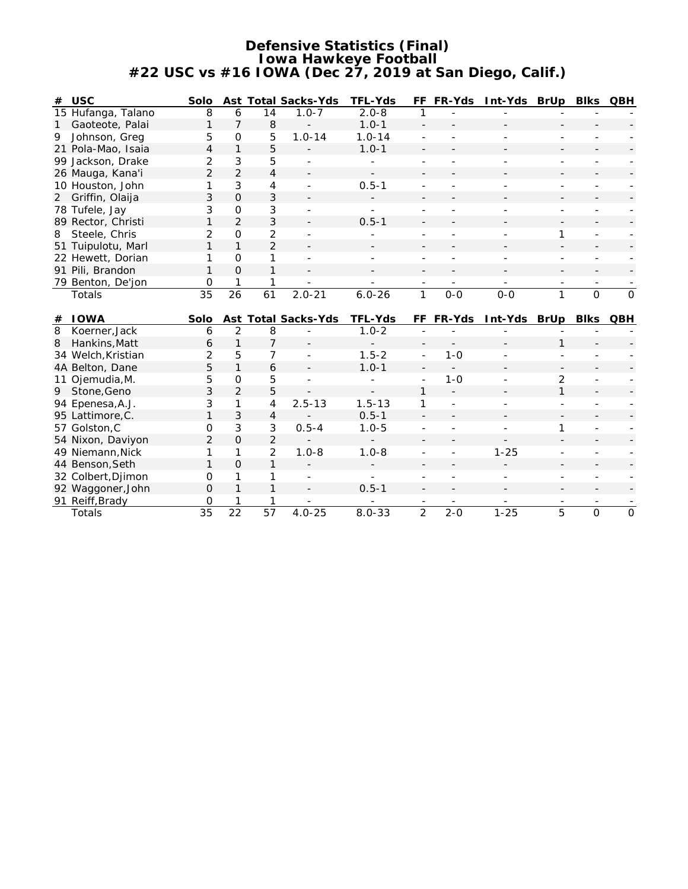# Defensive Statistics (Final)
## Iowa Hawkeye Football
### #22 USC vs #16 IOWA (Dec 27, 2019 at San Diego, Calif.)

| # | USC | Solo | Ast | Total | Sacks-Yds | TFL-Yds | FF | FR-Yds | Int-Yds | BrUp | Blks | QBH |
|---|---|---|---|---|---|---|---|---|---|---|---|---|
| 15 | Hufanga, Talano | 8 | 6 | 14 | 1.0-7 | 2.0-8 | 1 | - | - | - | - | - |
| 1 | Gaoteote, Palai | 1 | 7 | 8 | - | 1.0-1 | - | - | - | - | - | - |
| 9 | Johnson, Greg | 5 | 0 | 5 | 1.0-14 | 1.0-14 | - | - | - | - | - | - |
| 21 | Pola-Mao, Isaia | 4 | 1 | 5 | - | 1.0-1 | - | - | - | - | - | - |
| 99 | Jackson, Drake | 2 | 3 | 5 | - | - | - | - | - | - | - | - |
| 26 | Mauga, Kana'i | 2 | 2 | 4 | - | - | - | - | - | - | - | - |
| 10 | Houston, John | 1 | 3 | 4 | - | 0.5-1 | - | - | - | - | - | - |
| 2 | Griffin, Olaija | 3 | 0 | 3 | - | - | - | - | - | - | - | - |
| 78 | Tufele, Jay | 3 | 0 | 3 | - | - | - | - | - | - | - | - |
| 89 | Rector, Christi | 1 | 2 | 3 | - | 0.5-1 | - | - | - | - | - | - |
| 8 | Steele, Chris | 2 | 0 | 2 | - | - | - | - | - | 1 | - | - |
| 51 | Tuipulotu, Marl | 1 | 1 | 2 | - | - | - | - | - | - | - | - |
| 22 | Hewett, Dorian | 1 | 0 | 1 | - | - | - | - | - | - | - | - |
| 91 | Pili, Brandon | 1 | 0 | 1 | - | - | - | - | - | - | - | - |
| 79 | Benton, De'jon | 0 | 1 | 1 | - | - | - | - | - | - | - | - |
| | Totals | 35 | 26 | 61 | 2.0-21 | 6.0-26 | 1 | 0-0 | 0-0 | 1 | 0 | 0 |

| # | IOWA | Solo | Ast | Total | Sacks-Yds | TFL-Yds | FF | FR-Yds | Int-Yds | BrUp | Blks | QBH |
|---|---|---|---|---|---|---|---|---|---|---|---|---|
| 8 | Koerner,Jack | 6 | 2 | 8 | - | 1.0-2 | - | - | - | - | - | - |
| 8 | Hankins,Matt | 6 | 1 | 7 | - | - | - | - | - | 1 | - | - |
| 34 | Welch,Kristian | 2 | 5 | 7 | - | 1.5-2 | - | 1-0 | - | - | - | - |
| 4A | Belton, Dane | 5 | 1 | 6 | - | 1.0-1 | - | - | - | - | - | - |
| 11 | Ojemudia,M. | 5 | 0 | 5 | - | - | - | 1-0 | - | 2 | - | - |
| 9 | Stone,Geno | 3 | 2 | 5 | - | - | 1 | - | - | 1 | - | - |
| 94 | Epenesa,A.J. | 3 | 1 | 4 | 2.5-13 | 1.5-13 | 1 | - | - | - | - | - |
| 95 | Lattimore,C. | 1 | 3 | 4 | - | 0.5-1 | - | - | - | - | - | - |
| 57 | Golston,C | 0 | 3 | 3 | 0.5-4 | 1.0-5 | - | - | - | 1 | - | - |
| 54 | Nixon, Daviyon | 2 | 0 | 2 | - | - | - | - | - | - | - | - |
| 49 | Niemann,Nick | 1 | 1 | 2 | 1.0-8 | 1.0-8 | - | - | 1-25 | - | - | - |
| 44 | Benson,Seth | 1 | 0 | 1 | - | - | - | - | - | - | - | - |
| 32 | Colbert,Djimon | 0 | 1 | 1 | - | - | - | - | - | - | - | - |
| 92 | Waggoner,John | 0 | 1 | 1 | - | 0.5-1 | - | - | - | - | - | - |
| 91 | Reiff,Brady | 0 | 1 | 1 | - | - | - | - | - | - | - | - |
| | Totals | 35 | 22 | 57 | 4.0-25 | 8.0-33 | 2 | 2-0 | 1-25 | 5 | 0 | 0 |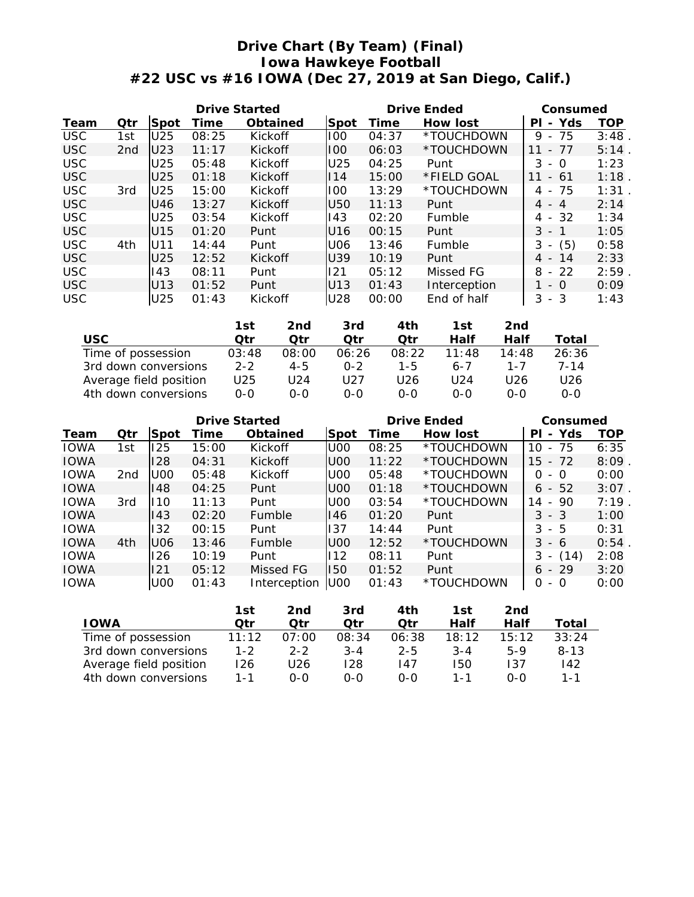# Drive Chart (By Team) (Final)
## Iowa Hawkeye Football
## #22 USC vs #16 IOWA (Dec 27, 2019 at San Diego, Calif.)

| | | Drive Started | | | Drive Ended | | | Consumed | |
|---|---|---|---|---|---|---|---|---|---|
| Team | Qtr | Spot | Time | Obtained | Spot | Time | How lost | Pl - Yds | TOP |
| USC | 1st | U25 | 08:25 | Kickoff | I00 | 04:37 | *TOUCHDOWN | 9 - 75 | 3:48 . |
| USC | 2nd | U23 | 11:17 | Kickoff | I00 | 06:03 | *TOUCHDOWN | 11 - 77 | 5:14 . |
| USC | | U25 | 05:48 | Kickoff | U25 | 04:25 | Punt | 3 - 0 | 1:23 |
| USC | | U25 | 01:18 | Kickoff | I14 | 15:00 | *FIELD GOAL | 11 - 61 | 1:18 . |
| USC | 3rd | U25 | 15:00 | Kickoff | I00 | 13:29 | *TOUCHDOWN | 4 - 75 | 1:31 . |
| USC | | U46 | 13:27 | Kickoff | U50 | 11:13 | Punt | 4 - 4 | 2:14 |
| USC | | U25 | 03:54 | Kickoff | I43 | 02:20 | Fumble | 4 - 32 | 1:34 |
| USC | | U15 | 01:20 | Punt | U16 | 00:15 | Punt | 3 - 1 | 1:05 |
| USC | 4th | U11 | 14:44 | Punt | U06 | 13:46 | Fumble | 3 - (5) | 0:58 |
| USC | | U25 | 12:52 | Kickoff | U39 | 10:19 | Punt | 4 - 14 | 2:33 |
| USC | | I43 | 08:11 | Punt | I21 | 05:12 | Missed FG | 8 - 22 | 2:59 . |
| USC | | U13 | 01:52 | Punt | U13 | 01:43 | Interception | 1 - 0 | 0:09 |
| USC | | U25 | 01:43 | Kickoff | U28 | 00:00 | End of half | 3 - 3 | 1:43 |

| USC | 1st Qtr | 2nd Qtr | 3rd Qtr | 4th Qtr | 1st Half | 2nd Half | Total |
|---|---|---|---|---|---|---|---|
| Time of possession | 03:48 | 08:00 | 06:26 | 08:22 | 11:48 | 14:48 | 26:36 |
| 3rd down conversions | 2-2 | 4-5 | 0-2 | 1-5 | 6-7 | 1-7 | 7-14 |
| Average field position | U25 | U24 | U27 | U26 | U24 | U26 | U26 |
| 4th down conversions | 0-0 | 0-0 | 0-0 | 0-0 | 0-0 | 0-0 | 0-0 |

| | | Drive Started | | | Drive Ended | | | Consumed | |
|---|---|---|---|---|---|---|---|---|---|
| Team | Qtr | Spot | Time | Obtained | Spot | Time | How lost | Pl - Yds | TOP |
| IOWA | 1st | I25 | 15:00 | Kickoff | U00 | 08:25 | *TOUCHDOWN | 10 - 75 | 6:35 |
| IOWA | | I28 | 04:31 | Kickoff | U00 | 11:22 | *TOUCHDOWN | 15 - 72 | 8:09 . |
| IOWA | 2nd | U00 | 05:48 | Kickoff | U00 | 05:48 | *TOUCHDOWN | 0 - 0 | 0:00 |
| IOWA | | I48 | 04:25 | Punt | U00 | 01:18 | *TOUCHDOWN | 6 - 52 | 3:07 . |
| IOWA | 3rd | I10 | 11:13 | Punt | U00 | 03:54 | *TOUCHDOWN | 14 - 90 | 7:19 . |
| IOWA | | I43 | 02:20 | Fumble | I46 | 01:20 | Punt | 3 - 3 | 1:00 |
| IOWA | | I32 | 00:15 | Punt | I37 | 14:44 | Punt | 3 - 5 | 0:31 |
| IOWA | 4th | U06 | 13:46 | Fumble | U00 | 12:52 | *TOUCHDOWN | 3 - 6 | 0:54 . |
| IOWA | | I26 | 10:19 | Punt | I12 | 08:11 | Punt | 3 - (14) | 2:08 |
| IOWA | | I21 | 05:12 | Missed FG | I50 | 01:52 | Punt | 6 - 29 | 3:20 |
| IOWA | | U00 | 01:43 | Interception | U00 | 01:43 | *TOUCHDOWN | 0 - 0 | 0:00 |

| IOWA | 1st Qtr | 2nd Qtr | 3rd Qtr | 4th Qtr | 1st Half | 2nd Half | Total |
|---|---|---|---|---|---|---|---|
| Time of possession | 11:12 | 07:00 | 08:34 | 06:38 | 18:12 | 15:12 | 33:24 |
| 3rd down conversions | 1-2 | 2-2 | 3-4 | 2-5 | 3-4 | 5-9 | 8-13 |
| Average field position | I26 | U26 | I28 | I47 | I50 | I37 | I42 |
| 4th down conversions | 1-1 | 0-0 | 0-0 | 0-0 | 1-1 | 0-0 | 1-1 |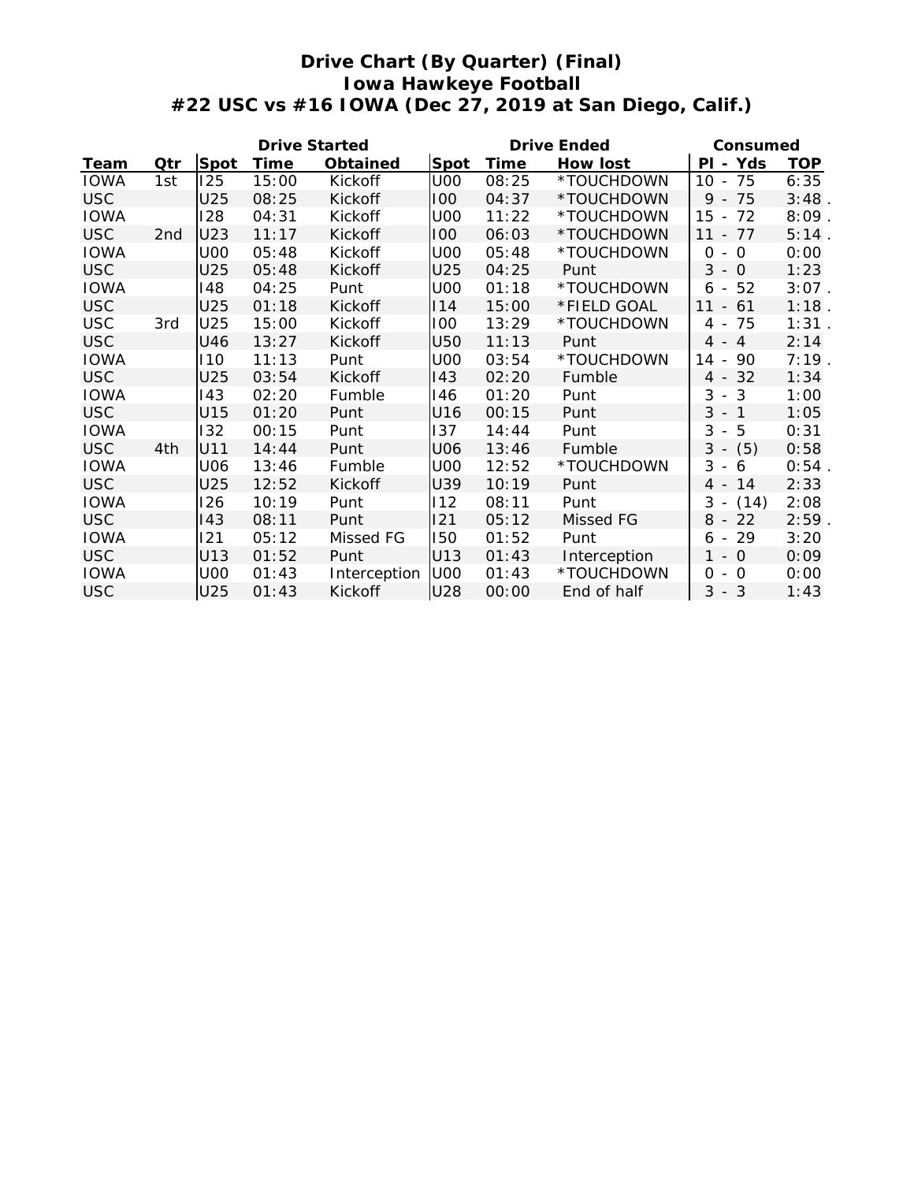# Drive Chart (By Quarter) (Final)
## Iowa Hawkeye Football
## #22 USC vs #16 IOWA (Dec 27, 2019 at San Diego, Calif.)

| | | Drive Started | | | Drive Ended | | | Consumed | |
|---|---|---|---|---|---|---|---|---|---|
| Team | Qtr | Spot | Time | Obtained | Spot | Time | How lost | Pl - Yds | TOP |
| IOWA | 1st | I25 | 15:00 | Kickoff | U00 | 08:25 | *TOUCHDOWN | 10 - 75 | 6:35 |
| USC | | U25 | 08:25 | Kickoff | I00 | 04:37 | *TOUCHDOWN | 9 - 75 | 3:48 . |
| IOWA | | I28 | 04:31 | Kickoff | U00 | 11:22 | *TOUCHDOWN | 15 - 72 | 8:09 . |
| USC | 2nd | U23 | 11:17 | Kickoff | I00 | 06:03 | *TOUCHDOWN | 11 - 77 | 5:14 . |
| IOWA | | U00 | 05:48 | Kickoff | U00 | 05:48 | *TOUCHDOWN | 0 - 0 | 0:00 |
| USC | | U25 | 05:48 | Kickoff | U25 | 04:25 | Punt | 3 - 0 | 1:23 |
| IOWA | | I48 | 04:25 | Punt | U00 | 01:18 | *TOUCHDOWN | 6 - 52 | 3:07 . |
| USC | | U25 | 01:18 | Kickoff | I14 | 15:00 | *FIELD GOAL | 11 - 61 | 1:18 . |
| USC | 3rd | U25 | 15:00 | Kickoff | I00 | 13:29 | *TOUCHDOWN | 4 - 75 | 1:31 . |
| USC | | U46 | 13:27 | Kickoff | U50 | 11:13 | Punt | 4 - 4 | 2:14 |
| IOWA | | I10 | 11:13 | Punt | U00 | 03:54 | *TOUCHDOWN | 14 - 90 | 7:19 . |
| USC | | U25 | 03:54 | Kickoff | I43 | 02:20 | Fumble | 4 - 32 | 1:34 |
| IOWA | | I43 | 02:20 | Fumble | I46 | 01:20 | Punt | 3 - 3 | 1:00 |
| USC | | U15 | 01:20 | Punt | U16 | 00:15 | Punt | 3 - 1 | 1:05 |
| IOWA | | I32 | 00:15 | Punt | I37 | 14:44 | Punt | 3 - 5 | 0:31 |
| USC | 4th | U11 | 14:44 | Punt | U06 | 13:46 | Fumble | 3 - (5) | 0:58 |
| IOWA | | U06 | 13:46 | Fumble | U00 | 12:52 | *TOUCHDOWN | 3 - 6 | 0:54 . |
| USC | | U25 | 12:52 | Kickoff | U39 | 10:19 | Punt | 4 - 14 | 2:33 |
| IOWA | | I26 | 10:19 | Punt | I12 | 08:11 | Punt | 3 - (14) | 2:08 |
| USC | | I43 | 08:11 | Punt | I21 | 05:12 | Missed FG | 8 - 22 | 2:59 . |
| IOWA | | I21 | 05:12 | Missed FG | I50 | 01:52 | Punt | 6 - 29 | 3:20 |
| USC | | U13 | 01:52 | Punt | U13 | 01:43 | Interception | 1 - 0 | 0:09 |
| IOWA | | U00 | 01:43 | Interception | U00 | 01:43 | *TOUCHDOWN | 0 - 0 | 0:00 |
| USC | | U25 | 01:43 | Kickoff | U28 | 00:00 | End of half | 3 - 3 | 1:43 |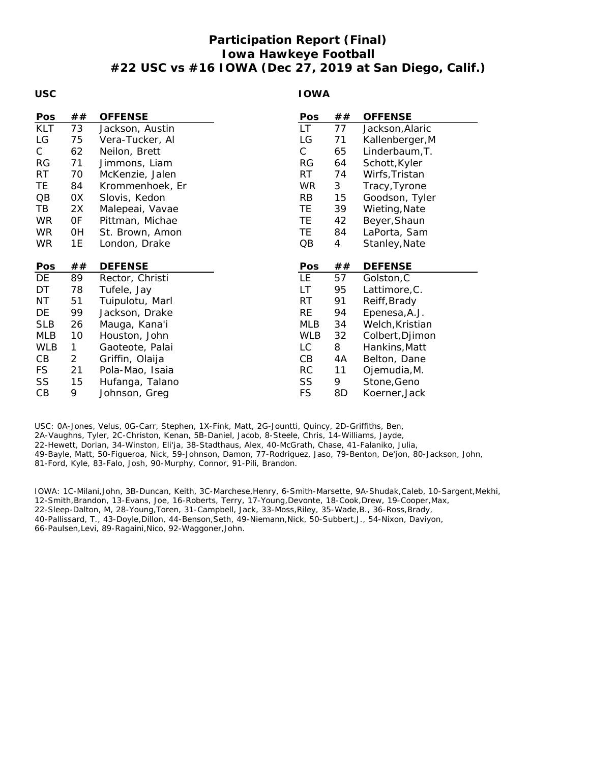# Participation Report (Final)
## Iowa Hawkeye Football
## #22 USC vs #16 IOWA (Dec 27, 2019 at San Diego, Calif.)

### USC

| Pos | ## | OFFENSE |
|---|---|---|
| KLT | 73 | Jackson, Austin |
| LG | 75 | Vera-Tucker, Al |
| C | 62 | Neilon, Brett |
| RG | 71 | Jimmons, Liam |
| RT | 70 | McKenzie, Jalen |
| TE | 84 | Krommenhoek, Er |
| QB | 0X | Slovis, Kedon |
| TB | 2X | Malepeai, Vavae |
| WR | 0F | Pittman, Michae |
| WR | 0H | St. Brown, Amon |
| WR | 1E | London, Drake |

| Pos | ## | DEFENSE |
|---|---|---|
| DE | 89 | Rector, Christi |
| DT | 78 | Tufele, Jay |
| NT | 51 | Tuipulotu, Marl |
| DE | 99 | Jackson, Drake |
| SLB | 26 | Mauga, Kana'i |
| MLB | 10 | Houston, John |
| WLB | 1 | Gaoteote, Palai |
| CB | 2 | Griffin, Olaija |
| FS | 21 | Pola-Mao, Isaia |
| SS | 15 | Hufanga, Talano |
| CB | 9 | Johnson, Greg |

### IOWA

| Pos | ## | OFFENSE |
|---|---|---|
| LT | 77 | Jackson,Alaric |
| LG | 71 | Kallenberger,M |
| C | 65 | Linderbaum,T. |
| RG | 64 | Schott,Kyler |
| RT | 74 | Wirfs,Tristan |
| WR | 3 | Tracy,Tyrone |
| RB | 15 | Goodson, Tyler |
| TE | 39 | Wieting,Nate |
| TE | 42 | Beyer,Shaun |
| TE | 84 | LaPorta, Sam |
| QB | 4 | Stanley,Nate |

| Pos | ## | DEFENSE |
|---|---|---|
| LE | 57 | Golston,C |
| LT | 95 | Lattimore,C. |
| RT | 91 | Reiff,Brady |
| RE | 94 | Epenesa,A.J. |
| MLB | 34 | Welch,Kristian |
| WLB | 32 | Colbert,Djimon |
| LC | 8 | Hankins,Matt |
| CB | 4A | Belton, Dane |
| RC | 11 | Ojemudia,M. |
| SS | 9 | Stone,Geno |
| FS | 8D | Koerner,Jack |

USC: 0A-Jones, Velus, 0G-Carr, Stephen, 1X-Fink, Matt, 2G-Jountti, Quincy, 2D-Griffiths, Ben, 2A-Vaughns, Tyler, 2C-Christon, Kenan, 5B-Daniel, Jacob, 8-Steele, Chris, 14-Williams, Jayde, 22-Hewett, Dorian, 34-Winston, Eli'ja, 38-Stadthaus, Alex, 40-McGrath, Chase, 41-Falaniko, Julia, 49-Bayle, Matt, 50-Figueroa, Nick, 59-Johnson, Damon, 77-Rodriguez, Jaso, 79-Benton, De'jon, 80-Jackson, John, 81-Ford, Kyle, 83-Falo, Josh, 90-Murphy, Connor, 91-Pili, Brandon.

IOWA: 1C-Milani,John, 3B-Duncan, Keith, 3C-Marchese,Henry, 6-Smith-Marsette, 9A-Shudak,Caleb, 10-Sargent,Mekhi, 12-Smith,Brandon, 13-Evans, Joe, 16-Roberts, Terry, 17-Young,Devonte, 18-Cook,Drew, 19-Cooper,Max, 22-Sleep-Dalton, M, 28-Young,Toren, 31-Campbell, Jack, 33-Moss,Riley, 35-Wade,B., 36-Ross,Brady, 40-Pallissard, T., 43-Doyle,Dillon, 44-Benson,Seth, 49-Niemann,Nick, 50-Subbert,J., 54-Nixon, Daviyon, 66-Paulsen,Levi, 89-Ragaini,Nico, 92-Waggoner,John.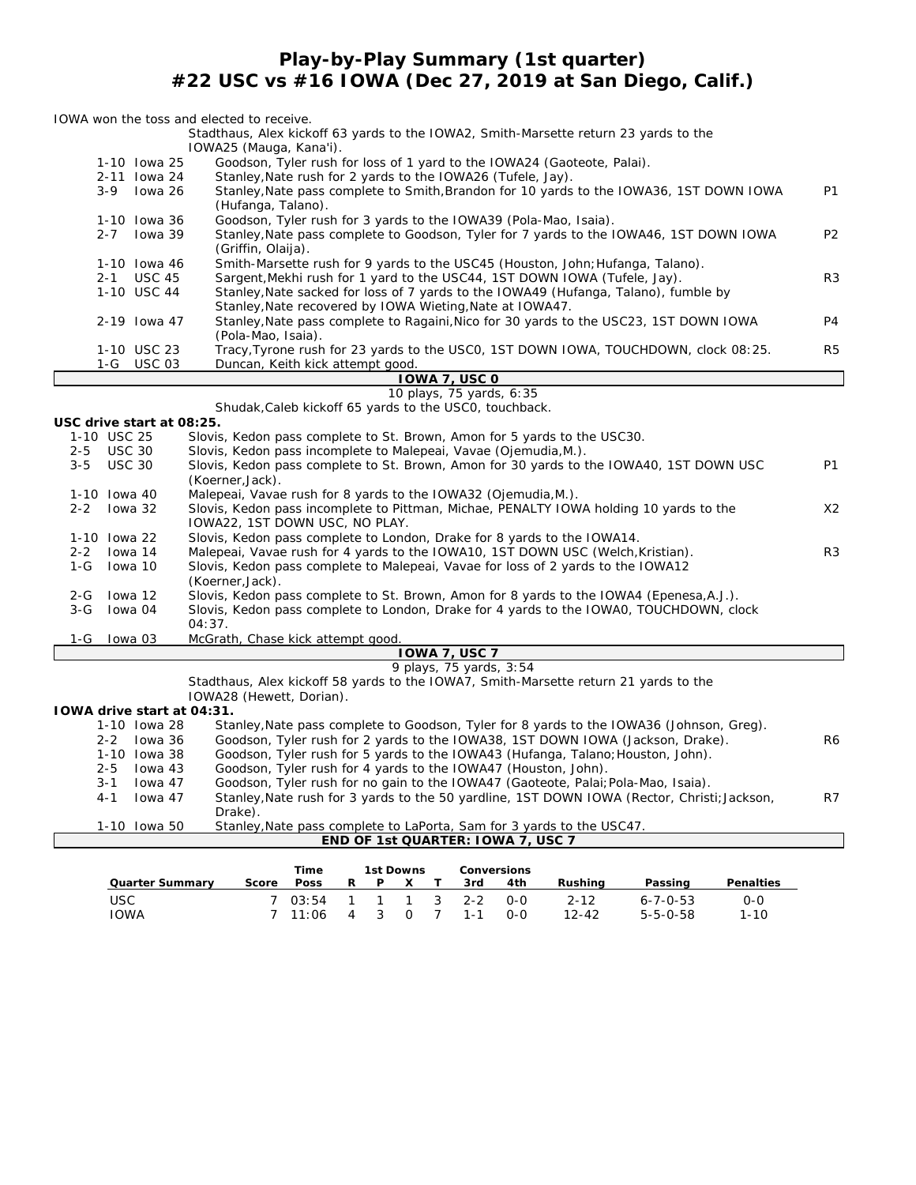# Play-by-Play Summary (1st quarter)
## #22 USC vs #16 IOWA (Dec 27, 2019 at San Diego, Calif.)

IOWA won the toss and elected to receive.

Stadthaus, Alex kickoff 63 yards to the IOWA2, Smith-Marsette return 23 yards to the IOWA25 (Mauga, Kana'i).

| Down | Play | |
|---|---|---|
| 1-10 Iowa 25 | Goodson, Tyler rush for loss of 1 yard to the IOWA24 (Gaoteote, Palai). | |
| 2-11 Iowa 24 | Stanley,Nate rush for 2 yards to the IOWA26 (Tufele, Jay). | |
| 3-9 Iowa 26 | Stanley,Nate pass complete to Smith,Brandon for 10 yards to the IOWA36, 1ST DOWN IOWA (Hufanga, Talano). | P1 |
| 1-10 Iowa 36 | Goodson, Tyler rush for 3 yards to the IOWA39 (Pola-Mao, Isaia). | |
| 2-7 Iowa 39 | Stanley,Nate pass complete to Goodson, Tyler for 7 yards to the IOWA46, 1ST DOWN IOWA (Griffin, Olaija). | P2 |
| 1-10 Iowa 46 | Smith-Marsette rush for 9 yards to the USC45 (Houston, John;Hufanga, Talano). | |
| 2-1 USC 45 | Sargent,Mekhi rush for 1 yard to the USC44, 1ST DOWN IOWA (Tufele, Jay). | R3 |
| 1-10 USC 44 | Stanley,Nate sacked for loss of 7 yards to the IOWA49 (Hufanga, Talano), fumble by Stanley,Nate recovered by IOWA Wieting,Nate at IOWA47. | |
| 2-19 Iowa 47 | Stanley,Nate pass complete to Ragaini,Nico for 30 yards to the USC23, 1ST DOWN IOWA (Pola-Mao, Isaia). | P4 |
| 1-10 USC 23 | Tracy,Tyrone rush for 23 yards to the USC0, 1ST DOWN IOWA, TOUCHDOWN, clock 08:25. | R5 |
| 1-G USC 03 | Duncan, Keith kick attempt good. | |

**IOWA 7, USC 0**

10 plays, 75 yards, 6:35

Shudak,Caleb kickoff 65 yards to the USC0, touchback.

**USC drive start at 08:25.**

| Down | Play | |
|---|---|---|
| 1-10 USC 25 | Slovis, Kedon pass complete to St. Brown, Amon for 5 yards to the USC30. | |
| 2-5 USC 30 | Slovis, Kedon pass incomplete to Malepeai, Vavae (Ojemudia,M.). | |
| 3-5 USC 30 | Slovis, Kedon pass complete to St. Brown, Amon for 30 yards to the IOWA40, 1ST DOWN USC (Koerner,Jack). | P1 |
| 1-10 Iowa 40 | Malepeai, Vavae rush for 8 yards to the IOWA32 (Ojemudia,M.). | |
| 2-2 Iowa 32 | Slovis, Kedon pass incomplete to Pittman, Michae, PENALTY IOWA holding 10 yards to the IOWA22, 1ST DOWN USC, NO PLAY. | X2 |
| 1-10 Iowa 22 | Slovis, Kedon pass complete to London, Drake for 8 yards to the IOWA14. | |
| 2-2 Iowa 14 | Malepeai, Vavae rush for 4 yards to the IOWA10, 1ST DOWN USC (Welch,Kristian). | R3 |
| 1-G Iowa 10 | Slovis, Kedon pass complete to Malepeai, Vavae for loss of 2 yards to the IOWA12 (Koerner,Jack). | |
| 2-G Iowa 12 | Slovis, Kedon pass complete to St. Brown, Amon for 8 yards to the IOWA4 (Epenesa,A.J.). | |
| 3-G Iowa 04 | Slovis, Kedon pass complete to London, Drake for 4 yards to the IOWA0, TOUCHDOWN, clock 04:37. | |
| 1-G Iowa 03 | McGrath, Chase kick attempt good. | |

**IOWA 7, USC 7**

9 plays, 75 yards, 3:54

Stadthaus, Alex kickoff 58 yards to the IOWA7, Smith-Marsette return 21 yards to the IOWA28 (Hewett, Dorian).

**IOWA drive start at 04:31.**

| Down | Play | |
|---|---|---|
| 1-10 Iowa 28 | Stanley,Nate pass complete to Goodson, Tyler for 8 yards to the IOWA36 (Johnson, Greg). | |
| 2-2 Iowa 36 | Goodson, Tyler rush for 2 yards to the IOWA38, 1ST DOWN IOWA (Jackson, Drake). | R6 |
| 1-10 Iowa 38 | Goodson, Tyler rush for 5 yards to the IOWA43 (Hufanga, Talano;Houston, John). | |
| 2-5 Iowa 43 | Goodson, Tyler rush for 4 yards to the IOWA47 (Houston, John). | |
| 3-1 Iowa 47 | Goodson, Tyler rush for no gain to the IOWA47 (Gaoteote, Palai;Pola-Mao, Isaia). | |
| 4-1 Iowa 47 | Stanley,Nate rush for 3 yards to the 50 yardline, 1ST DOWN IOWA (Rector, Christi;Jackson, Drake). | R7 |
| 1-10 Iowa 50 | Stanley,Nate pass complete to LaPorta, Sam for 3 yards to the USC47. | |

**END OF 1st QUARTER: IOWA 7, USC 7**

| Quarter Summary | Score | Time Poss | 1st Downs R | P | X | T | Conversions 3rd | 4th | Rushing | Passing | Penalties |
|---|---|---|---|---|---|---|---|---|---|---|---|
| USC | 7 | 03:54 | 1 | 1 | 1 | 3 | 2-2 | 0-0 | 2-12 | 6-7-0-53 | 0-0 |
| IOWA | 7 | 11:06 | 4 | 3 | 0 | 7 | 1-1 | 0-0 | 12-42 | 5-5-0-58 | 1-10 |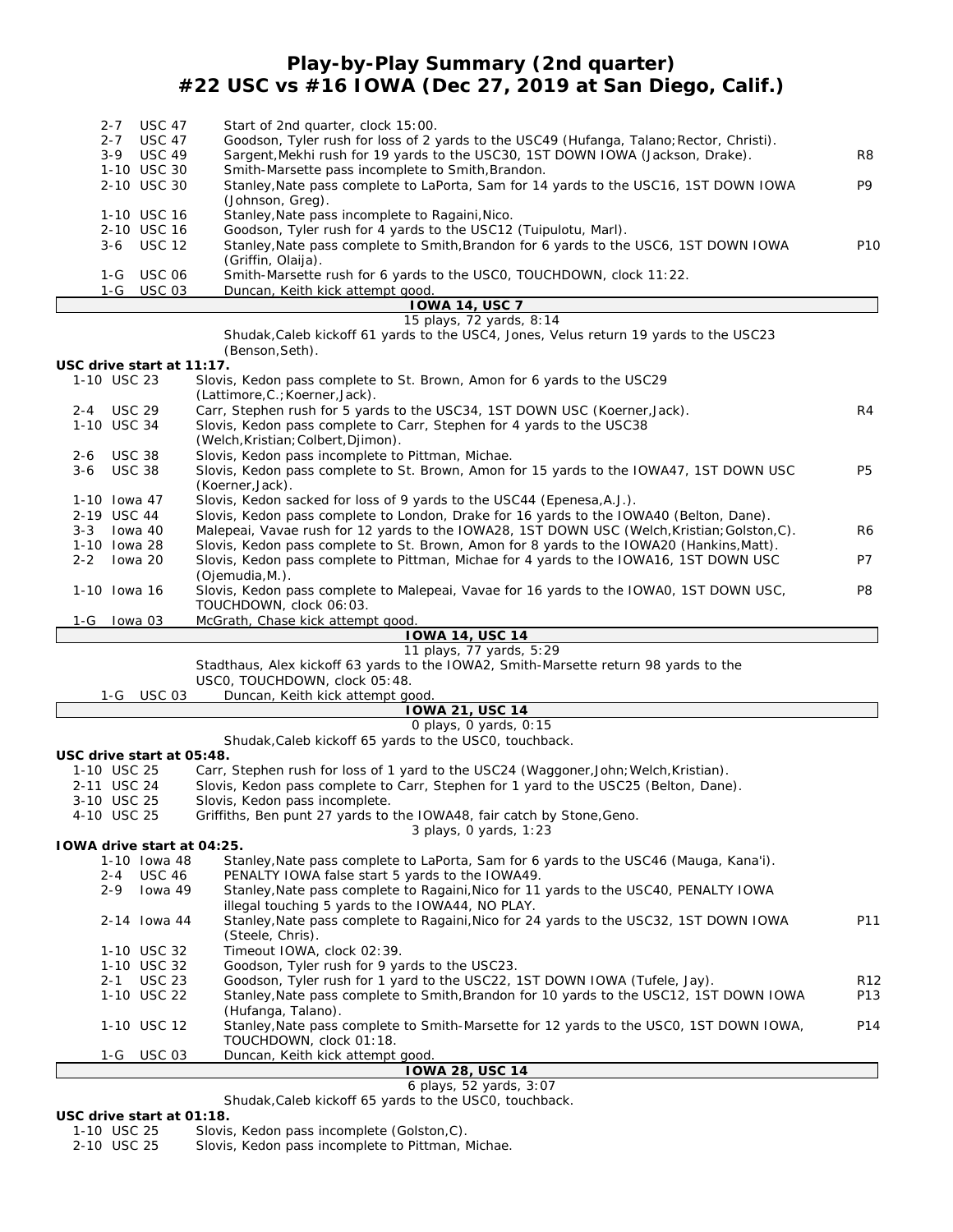# Play-by-Play Summary (2nd quarter)
## #22 USC vs #16 IOWA (Dec 27, 2019 at San Diego, Calif.)

| Down | Spot | Play | |
|---|---|---|---|
| 2-7 | USC 47 | Start of 2nd quarter, clock 15:00. | |
| 2-7 | USC 47 | Goodson, Tyler rush for loss of 2 yards to the USC49 (Hufanga, Talano;Rector, Christi). | |
| 3-9 | USC 49 | Sargent,Mekhi rush for 19 yards to the USC30, 1ST DOWN IOWA (Jackson, Drake). | R8 |
| 1-10 | USC 30 | Smith-Marsette pass incomplete to Smith,Brandon. | |
| 2-10 | USC 30 | Stanley,Nate pass complete to LaPorta, Sam for 14 yards to the USC16, 1ST DOWN IOWA (Johnson, Greg). | P9 |
| 1-10 | USC 16 | Stanley,Nate pass incomplete to Ragaini,Nico. | |
| 2-10 | USC 16 | Goodson, Tyler rush for 4 yards to the USC12 (Tuipulotu, Marl). | |
| 3-6 | USC 12 | Stanley,Nate pass complete to Smith,Brandon for 6 yards to the USC6, 1ST DOWN IOWA (Griffin, Olaija). | P10 |
| 1-G | USC 06 | Smith-Marsette rush for 6 yards to the USC0, TOUCHDOWN, clock 11:22. | |
| 1-G | USC 03 | Duncan, Keith kick attempt good. | |

**IOWA 14, USC 7**
15 plays, 72 yards, 8:14

Shudak,Caleb kickoff 61 yards to the USC4, Jones, Velus return 19 yards to the USC23 (Benson,Seth).

**USC drive start at 11:17.**

| Down | Spot | Play | |
|---|---|---|---|
| 1-10 | USC 23 | Slovis, Kedon pass complete to St. Brown, Amon for 6 yards to the USC29 (Lattimore,C.;Koerner,Jack). | |
| 2-4 | USC 29 | Carr, Stephen rush for 5 yards to the USC34, 1ST DOWN USC (Koerner,Jack). | R4 |
| 1-10 | USC 34 | Slovis, Kedon pass complete to Carr, Stephen for 4 yards to the USC38 (Welch,Kristian;Colbert,Djimon). | |
| 2-6 | USC 38 | Slovis, Kedon pass incomplete to Pittman, Michae. | |
| 3-6 | USC 38 | Slovis, Kedon pass complete to St. Brown, Amon for 15 yards to the IOWA47, 1ST DOWN USC (Koerner,Jack). | P5 |
| 1-10 | Iowa 47 | Slovis, Kedon sacked for loss of 9 yards to the USC44 (Epenesa,A.J.). | |
| 2-19 | USC 44 | Slovis, Kedon pass complete to London, Drake for 16 yards to the IOWA40 (Belton, Dane). | |
| 3-3 | Iowa 40 | Malepeai, Vavae rush for 12 yards to the IOWA28, 1ST DOWN USC (Welch,Kristian;Golston,C). | R6 |
| 1-10 | Iowa 28 | Slovis, Kedon pass complete to St. Brown, Amon for 8 yards to the IOWA20 (Hankins,Matt). | |
| 2-2 | Iowa 20 | Slovis, Kedon pass complete to Pittman, Michae for 4 yards to the IOWA16, 1ST DOWN USC (Ojemudia,M.). | P7 |
| 1-10 | Iowa 16 | Slovis, Kedon pass complete to Malepeai, Vavae for 16 yards to the IOWA0, 1ST DOWN USC, TOUCHDOWN, clock 06:03. | P8 |
| 1-G | Iowa 03 | McGrath, Chase kick attempt good. | |

**IOWA 14, USC 14**
11 plays, 77 yards, 5:29

Stadthaus, Alex kickoff 63 yards to the IOWA2, Smith-Marsette return 98 yards to the USC0, TOUCHDOWN, clock 05:48.

| Down | Spot | Play |
|---|---|---|
| 1-G | USC 03 | Duncan, Keith kick attempt good. |

**IOWA 21, USC 14**
0 plays, 0 yards, 0:15

Shudak,Caleb kickoff 65 yards to the USC0, touchback.

**USC drive start at 05:48.**

| Down | Spot | Play |
|---|---|---|
| 1-10 | USC 25 | Carr, Stephen rush for loss of 1 yard to the USC24 (Waggoner,John;Welch,Kristian). |
| 2-11 | USC 24 | Slovis, Kedon pass complete to Carr, Stephen for 1 yard to the USC25 (Belton, Dane). |
| 3-10 | USC 25 | Slovis, Kedon pass incomplete. |
| 4-10 | USC 25 | Griffiths, Ben punt 27 yards to the IOWA48, fair catch by Stone,Geno. |

3 plays, 0 yards, 1:23

**IOWA drive start at 04:25.**

| Down | Spot | Play | |
|---|---|---|---|
| 1-10 | Iowa 48 | Stanley,Nate pass complete to LaPorta, Sam for 6 yards to the USC46 (Mauga, Kana'i). | |
| 2-4 | USC 46 | PENALTY IOWA false start 5 yards to the IOWA49. | |
| 2-9 | Iowa 49 | Stanley,Nate pass complete to Ragaini,Nico for 11 yards to the USC40, PENALTY IOWA illegal touching 5 yards to the IOWA44, NO PLAY. | |
| 2-14 | Iowa 44 | Stanley,Nate pass complete to Ragaini,Nico for 24 yards to the USC32, 1ST DOWN IOWA (Steele, Chris). | P11 |
| 1-10 | USC 32 | Timeout IOWA, clock 02:39. | |
| 1-10 | USC 32 | Goodson, Tyler rush for 9 yards to the USC23. | |
| 2-1 | USC 23 | Goodson, Tyler rush for 1 yard to the USC22, 1ST DOWN IOWA (Tufele, Jay). | R12 |
| 1-10 | USC 22 | Stanley,Nate pass complete to Smith,Brandon for 10 yards to the USC12, 1ST DOWN IOWA (Hufanga, Talano). | P13 |
| 1-10 | USC 12 | Stanley,Nate pass complete to Smith-Marsette for 12 yards to the USC0, 1ST DOWN IOWA, TOUCHDOWN, clock 01:18. | P14 |
| 1-G | USC 03 | Duncan, Keith kick attempt good. | |

**IOWA 28, USC 14**
6 plays, 52 yards, 3:07

Shudak,Caleb kickoff 65 yards to the USC0, touchback.

**USC drive start at 01:18.**

| Down | Spot | Play |
|---|---|---|
| 1-10 | USC 25 | Slovis, Kedon pass incomplete (Golston,C). |
| 2-10 | USC 25 | Slovis, Kedon pass incomplete to Pittman, Michae. |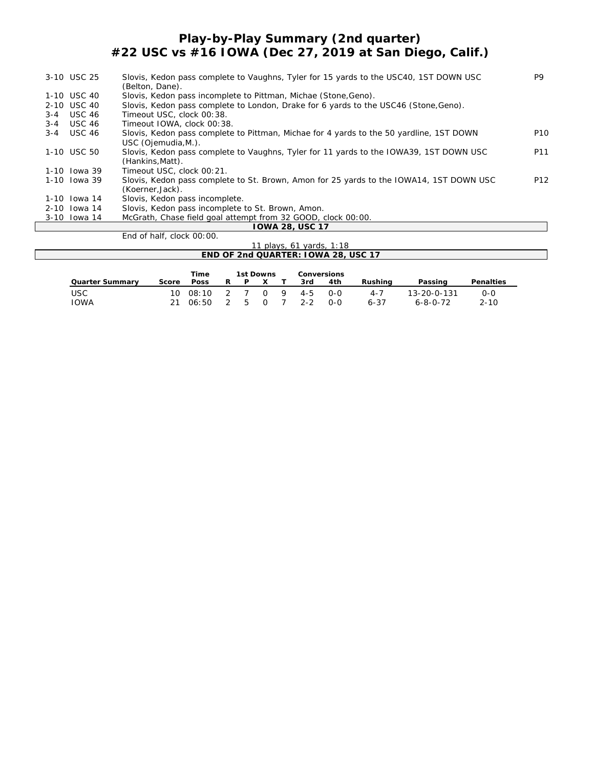# Play-by-Play Summary (2nd quarter)
## #22 USC vs #16 IOWA (Dec 27, 2019 at San Diego, Calif.)

| Down | Play | |
|---|---|---|
| 3-10 USC 25 | Slovis, Kedon pass complete to Vaughns, Tyler for 15 yards to the USC40, 1ST DOWN USC (Belton, Dane). | P9 |
| 1-10 USC 40 | Slovis, Kedon pass incomplete to Pittman, Michae (Stone,Geno). | |
| 2-10 USC 40 | Slovis, Kedon pass complete to London, Drake for 6 yards to the USC46 (Stone,Geno). | |
| 3-4 USC 46 | Timeout USC, clock 00:38. | |
| 3-4 USC 46 | Timeout IOWA, clock 00:38. | |
| 3-4 USC 46 | Slovis, Kedon pass complete to Pittman, Michae for 4 yards to the 50 yardline, 1ST DOWN USC (Ojemudia,M.). | P10 |
| 1-10 USC 50 | Slovis, Kedon pass complete to Vaughns, Tyler for 11 yards to the IOWA39, 1ST DOWN USC (Hankins,Matt). | P11 |
| 1-10 Iowa 39 | Timeout USC, clock 00:21. | |
| 1-10 Iowa 39 | Slovis, Kedon pass complete to St. Brown, Amon for 25 yards to the IOWA14, 1ST DOWN USC (Koerner,Jack). | P12 |
| 1-10 Iowa 14 | Slovis, Kedon pass incomplete. | |
| 2-10 Iowa 14 | Slovis, Kedon pass incomplete to St. Brown, Amon. | |
| 3-10 Iowa 14 | McGrath, Chase field goal attempt from 32 GOOD, clock 00:00. | |

**IOWA 28, USC 17**

End of half, clock 00:00.

11 plays, 61 yards, 1:18

**END OF 2nd QUARTER: IOWA 28, USC 17**

| Quarter Summary | Score | Time Poss | 1st Downs R | P | X | T | Conversions 3rd | 4th | Rushing | Passing | Penalties |
|---|---|---|---|---|---|---|---|---|---|---|---|
| USC | 10 | 08:10 | 2 | 7 | 0 | 9 | 4-5 | 0-0 | 4-7 | 13-20-0-131 | 0-0 |
| IOWA | 21 | 06:50 | 2 | 5 | 0 | 7 | 2-2 | 0-0 | 6-37 | 6-8-0-72 | 2-10 |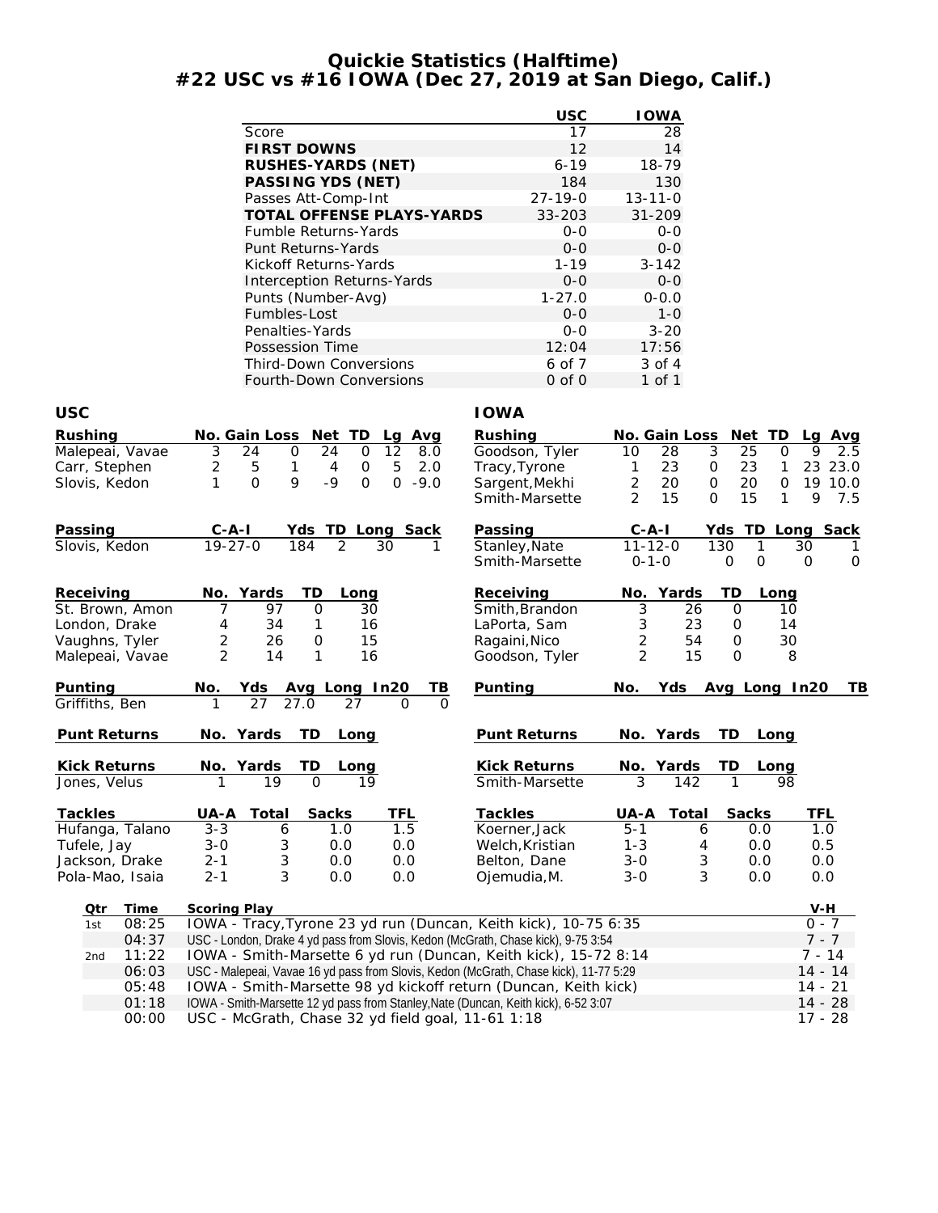# Quickie Statistics (Halftime)
## #22 USC vs #16 IOWA (Dec 27, 2019 at San Diego, Calif.)

| | USC | IOWA |
|---|---|---|
| Score | 17 | 28 |
| **FIRST DOWNS** | 12 | 14 |
| **RUSHES-YARDS (NET)** | 6-19 | 18-79 |
| **PASSING YDS (NET)** | 184 | 130 |
| Passes Att-Comp-Int | 27-19-0 | 13-11-0 |
| **TOTAL OFFENSE PLAYS-YARDS** | 33-203 | 31-209 |
| Fumble Returns-Yards | 0-0 | 0-0 |
| Punt Returns-Yards | 0-0 | 0-0 |
| Kickoff Returns-Yards | 1-19 | 3-142 |
| Interception Returns-Yards | 0-0 | 0-0 |
| Punts (Number-Avg) | 1-27.0 | 0-0.0 |
| Fumbles-Lost | 0-0 | 1-0 |
| Penalties-Yards | 0-0 | 3-20 |
| Possession Time | 12:04 | 17:56 |
| Third-Down Conversions | 6 of 7 | 3 of 4 |
| Fourth-Down Conversions | 0 of 0 | 1 of 1 |

## USC

| Rushing | No. | Gain | Loss | Net | TD | Lg | Avg |
|---|---|---|---|---|---|---|---|
| Malepeai, Vavae | 3 | 24 | 0 | 24 | 0 | 12 | 8.0 |
| Carr, Stephen | 2 | 5 | 1 | 4 | 0 | 5 | 2.0 |
| Slovis, Kedon | 1 | 0 | 9 | -9 | 0 | 0 | -9.0 |

| Passing | C-A-I | Yds | TD | Long | Sack |
|---|---|---|---|---|---|
| Slovis, Kedon | 19-27-0 | 184 | 2 | 30 | 1 |

| Receiving | No. | Yards | TD | Long |
|---|---|---|---|---|
| St. Brown, Amon | 7 | 97 | 0 | 30 |
| London, Drake | 4 | 34 | 1 | 16 |
| Vaughns, Tyler | 2 | 26 | 0 | 15 |
| Malepeai, Vavae | 2 | 14 | 1 | 16 |

| Punting | No. | Yds | Avg | Long | In20 | TB |
|---|---|---|---|---|---|---|
| Griffiths, Ben | 1 | 27 | 27.0 | 27 | 0 | 0 |

| Punt Returns | No. | Yards | TD | Long |
|---|---|---|---|---|

| Kick Returns | No. | Yards | TD | Long |
|---|---|---|---|---|
| Jones, Velus | 1 | 19 | 0 | 19 |

| Tackles | UA-A | Total | Sacks | TFL |
|---|---|---|---|---|
| Hufanga, Talano | 3-3 | 6 | 1.0 | 1.5 |
| Tufele, Jay | 3-0 | 3 | 0.0 | 0.0 |
| Jackson, Drake | 2-1 | 3 | 0.0 | 0.0 |
| Pola-Mao, Isaia | 2-1 | 3 | 0.0 | 0.0 |

## IOWA

| Rushing | No. | Gain | Loss | Net | TD | Lg | Avg |
|---|---|---|---|---|---|---|---|
| Goodson, Tyler | 10 | 28 | 3 | 25 | 0 | 9 | 2.5 |
| Tracy,Tyrone | 1 | 23 | 0 | 23 | 1 | 23 | 23.0 |
| Sargent,Mekhi | 2 | 20 | 0 | 20 | 0 | 19 | 10.0 |
| Smith-Marsette | 2 | 15 | 0 | 15 | 1 | 9 | 7.5 |

| Passing | C-A-I | Yds | TD | Long | Sack |
|---|---|---|---|---|---|
| Stanley,Nate | 11-12-0 | 130 | 1 | 30 | 1 |
| Smith-Marsette | 0-1-0 | 0 | 0 | 0 | 0 |

| Receiving | No. | Yards | TD | Long |
|---|---|---|---|---|
| Smith,Brandon | 3 | 26 | 0 | 10 |
| LaPorta, Sam | 3 | 23 | 0 | 14 |
| Ragaini,Nico | 2 | 54 | 0 | 30 |
| Goodson, Tyler | 2 | 15 | 0 | 8 |

| Punting | No. | Yds | Avg | Long | In20 | TB |
|---|---|---|---|---|---|---|

| Punt Returns | No. | Yards | TD | Long |
|---|---|---|---|---|

| Kick Returns | No. | Yards | TD | Long |
|---|---|---|---|---|
| Smith-Marsette | 3 | 142 | 1 | 98 |

| Tackles | UA-A | Total | Sacks | TFL |
|---|---|---|---|---|
| Koerner,Jack | 5-1 | 6 | 0.0 | 1.0 |
| Welch,Kristian | 1-3 | 4 | 0.0 | 0.5 |
| Belton, Dane | 3-0 | 3 | 0.0 | 0.0 |
| Ojemudia,M. | 3-0 | 3 | 0.0 | 0.0 |

## Scoring

| Qtr | Time | Scoring Play | V-H |
|---|---|---|---|
| 1st | 08:25 | IOWA - Tracy,Tyrone 23 yd run (Duncan, Keith kick), 10-75 6:35 | 0 - 7 |
| | 04:37 | USC - London, Drake 4 yd pass from Slovis, Kedon (McGrath, Chase kick), 9-75 3:54 | 7 - 7 |
| 2nd | 11:22 | IOWA - Smith-Marsette 6 yd run (Duncan, Keith kick), 15-72 8:14 | 7 - 14 |
| | 06:03 | USC - Malepeai, Vavae 16 yd pass from Slovis, Kedon (McGrath, Chase kick), 11-77 5:29 | 14 - 14 |
| | 05:48 | IOWA - Smith-Marsette 98 yd kickoff return (Duncan, Keith kick) | 14 - 21 |
| | 01:18 | IOWA - Smith-Marsette 12 yd pass from Stanley,Nate (Duncan, Keith kick), 6-52 3:07 | 14 - 28 |
| | 00:00 | USC - McGrath, Chase 32 yd field goal, 11-61 1:18 | 17 - 28 |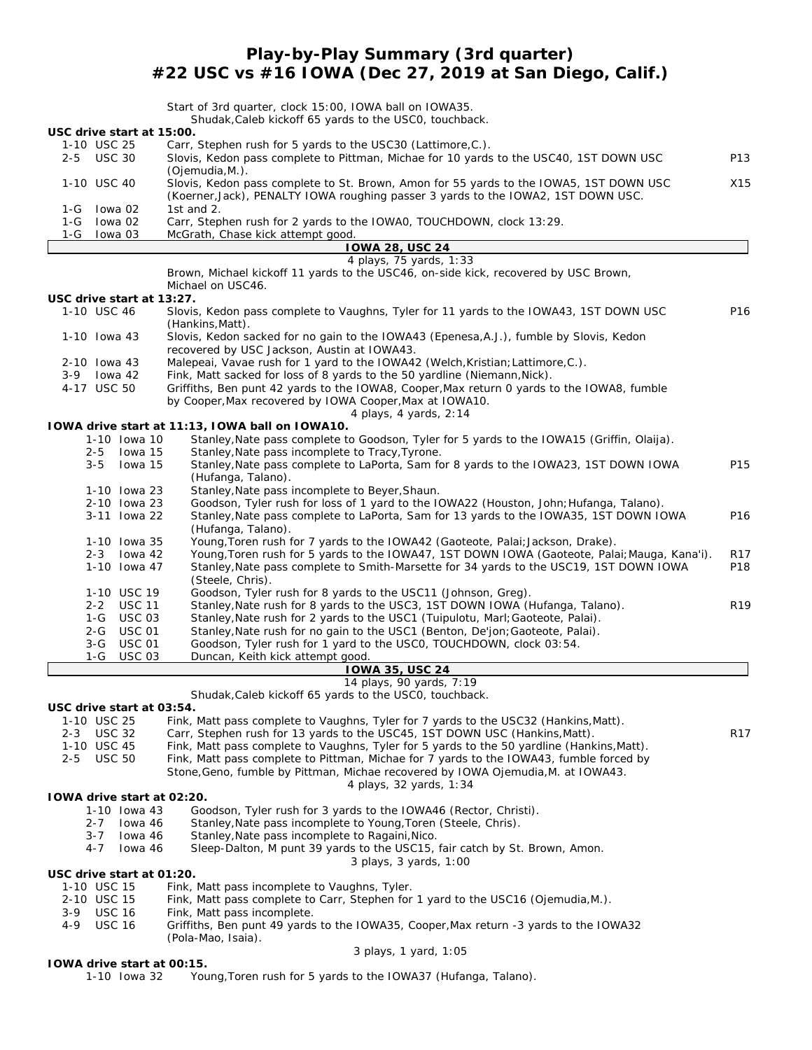# Play-by-Play Summary (3rd quarter)
## #22 USC vs #16 IOWA (Dec 27, 2019 at San Diego, Calif.)

Start of 3rd quarter, clock 15:00, IOWA ball on IOWA35.
Shudak,Caleb kickoff 65 yards to the USC0, touchback.

**USC drive start at 15:00.**

| Down | Play | |
|---|---|---|
| 1-10 USC 25 | Carr, Stephen rush for 5 yards to the USC30 (Lattimore,C.). | |
| 2-5 USC 30 | Slovis, Kedon pass complete to Pittman, Michae for 10 yards to the USC40, 1ST DOWN USC (Ojemudia,M.). | P13 |
| 1-10 USC 40 | Slovis, Kedon pass complete to St. Brown, Amon for 55 yards to the IOWA5, 1ST DOWN USC (Koerner,Jack), PENALTY IOWA roughing passer 3 yards to the IOWA2, 1ST DOWN USC. | X15 |
| 1-G Iowa 02 | 1st and 2. | |
| 1-G Iowa 02 | Carr, Stephen rush for 2 yards to the IOWA0, TOUCHDOWN, clock 13:29. | |
| 1-G Iowa 03 | McGrath, Chase kick attempt good. | |

**IOWA 28, USC 24**
4 plays, 75 yards, 1:33

Brown, Michael kickoff 11 yards to the USC46, on-side kick, recovered by USC Brown, Michael on USC46.

**USC drive start at 13:27.**

| Down | Play | |
|---|---|---|
| 1-10 USC 46 | Slovis, Kedon pass complete to Vaughns, Tyler for 11 yards to the IOWA43, 1ST DOWN USC (Hankins,Matt). | P16 |
| 1-10 Iowa 43 | Slovis, Kedon sacked for no gain to the IOWA43 (Epenesa,A.J.), fumble by Slovis, Kedon recovered by USC Jackson, Austin at IOWA43. | |
| 2-10 Iowa 43 | Malepeai, Vavae rush for 1 yard to the IOWA42 (Welch,Kristian;Lattimore,C.). | |
| 3-9 Iowa 42 | Fink, Matt sacked for loss of 8 yards to the 50 yardline (Niemann,Nick). | |
| 4-17 USC 50 | Griffiths, Ben punt 42 yards to the IOWA8, Cooper,Max return 0 yards to the IOWA8, fumble by Cooper,Max recovered by IOWA Cooper,Max at IOWA10. | |

4 plays, 4 yards, 2:14

**IOWA drive start at 11:13, IOWA ball on IOWA10.**

| Down | Play | |
|---|---|---|
| 1-10 Iowa 10 | Stanley,Nate pass complete to Goodson, Tyler for 5 yards to the IOWA15 (Griffin, Olaija). | |
| 2-5 Iowa 15 | Stanley,Nate pass incomplete to Tracy,Tyrone. | |
| 3-5 Iowa 15 | Stanley,Nate pass complete to LaPorta, Sam for 8 yards to the IOWA23, 1ST DOWN IOWA (Hufanga, Talano). | P15 |
| 1-10 Iowa 23 | Stanley,Nate pass incomplete to Beyer,Shaun. | |
| 2-10 Iowa 23 | Goodson, Tyler rush for loss of 1 yard to the IOWA22 (Houston, John;Hufanga, Talano). | |
| 3-11 Iowa 22 | Stanley,Nate pass complete to LaPorta, Sam for 13 yards to the IOWA35, 1ST DOWN IOWA (Hufanga, Talano). | P16 |
| 1-10 Iowa 35 | Young,Toren rush for 7 yards to the IOWA42 (Gaoteote, Palai;Jackson, Drake). | |
| 2-3 Iowa 42 | Young,Toren rush for 5 yards to the IOWA47, 1ST DOWN IOWA (Gaoteote, Palai;Mauga, Kana'i). | R17 |
| 1-10 Iowa 47 | Stanley,Nate pass complete to Smith-Marsette for 34 yards to the USC19, 1ST DOWN IOWA (Steele, Chris). | P18 |
| 1-10 USC 19 | Goodson, Tyler rush for 8 yards to the USC11 (Johnson, Greg). | |
| 2-2 USC 11 | Stanley,Nate rush for 8 yards to the USC3, 1ST DOWN IOWA (Hufanga, Talano). | R19 |
| 1-G USC 03 | Stanley,Nate rush for 2 yards to the USC1 (Tuipulotu, Marl;Gaoteote, Palai). | |
| 2-G USC 01 | Stanley,Nate rush for no gain to the USC1 (Benton, De'jon;Gaoteote, Palai). | |
| 3-G USC 01 | Goodson, Tyler rush for 1 yard to the USC0, TOUCHDOWN, clock 03:54. | |
| 1-G USC 03 | Duncan, Keith kick attempt good. | |

**IOWA 35, USC 24**
14 plays, 90 yards, 7:19

Shudak,Caleb kickoff 65 yards to the USC0, touchback.

**USC drive start at 03:54.**

| Down | Play | |
|---|---|---|
| 1-10 USC 25 | Fink, Matt pass complete to Vaughns, Tyler for 7 yards to the USC32 (Hankins,Matt). | |
| 2-3 USC 32 | Carr, Stephen rush for 13 yards to the USC45, 1ST DOWN USC (Hankins,Matt). | R17 |
| 1-10 USC 45 | Fink, Matt pass complete to Vaughns, Tyler for 5 yards to the 50 yardline (Hankins,Matt). | |
| 2-5 USC 50 | Fink, Matt pass complete to Pittman, Michae for 7 yards to the IOWA43, fumble forced by Stone,Geno, fumble by Pittman, Michae recovered by IOWA Ojemudia,M. at IOWA43. | |

4 plays, 32 yards, 1:34

**IOWA drive start at 02:20.**

| Down | Play |
|---|---|
| 1-10 Iowa 43 | Goodson, Tyler rush for 3 yards to the IOWA46 (Rector, Christi). |
| 2-7 Iowa 46 | Stanley,Nate pass incomplete to Young,Toren (Steele, Chris). |
| 3-7 Iowa 46 | Stanley,Nate pass incomplete to Ragaini,Nico. |
| 4-7 Iowa 46 | Sleep-Dalton, M punt 39 yards to the USC15, fair catch by St. Brown, Amon. |

3 plays, 3 yards, 1:00

**USC drive start at 01:20.**

| Down | Play |
|---|---|
| 1-10 USC 15 | Fink, Matt pass incomplete to Vaughns, Tyler. |
| 2-10 USC 15 | Fink, Matt pass complete to Carr, Stephen for 1 yard to the USC16 (Ojemudia,M.). |
| 3-9 USC 16 | Fink, Matt pass incomplete. |
| 4-9 USC 16 | Griffiths, Ben punt 49 yards to the IOWA35, Cooper,Max return -3 yards to the IOWA32 (Pola-Mao, Isaia). |

3 plays, 1 yard, 1:05

**IOWA drive start at 00:15.**

| Down | Play |
|---|---|
| 1-10 Iowa 32 | Young,Toren rush for 5 yards to the IOWA37 (Hufanga, Talano). |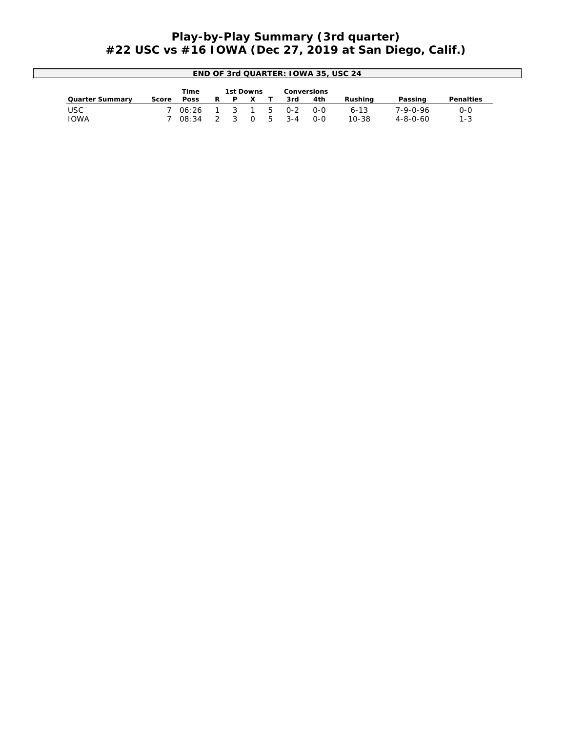# Play-by-Play Summary (3rd quarter)
# #22 USC vs #16 IOWA (Dec 27, 2019 at San Diego, Calif.)

**END OF 3rd QUARTER: IOWA 35, USC 24**

| Quarter Summary | Score | Time Poss | 1st Downs R | P | X | T | Conversions 3rd | 4th | Rushing | Passing | Penalties |
|---|---|---|---|---|---|---|---|---|---|---|---|
| USC | 7 | 06:26 | 1 | 3 | 1 | 5 | 0-2 | 0-0 | 6-13 | 7-9-0-96 | 0-0 |
| IOWA | 7 | 08:34 | 2 | 3 | 0 | 5 | 3-4 | 0-0 | 10-38 | 4-8-0-60 | 1-3 |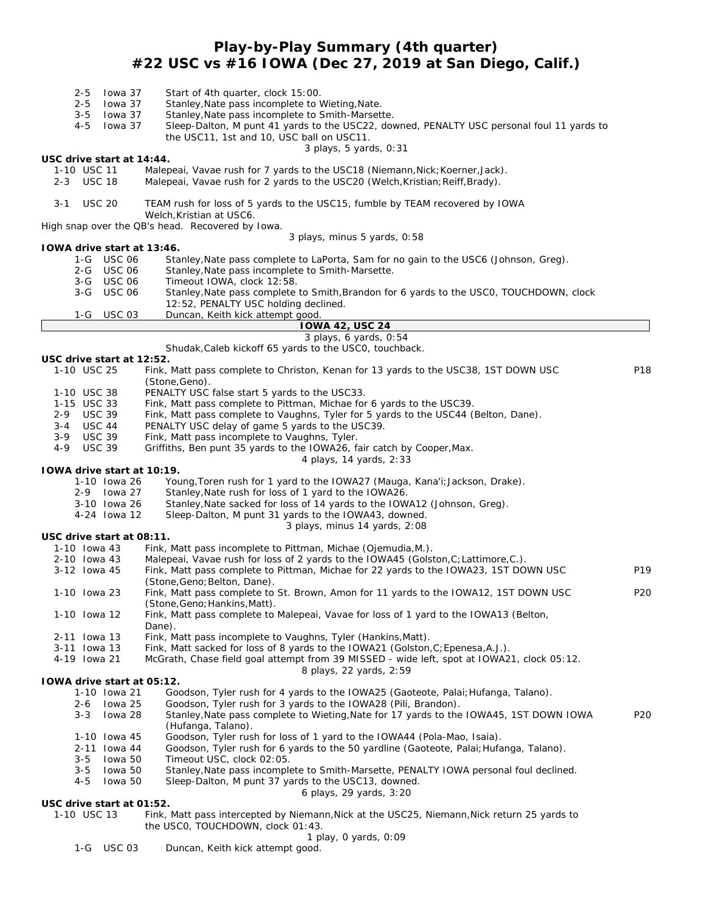# Play-by-Play Summary (4th quarter)
## #22 USC vs #16 IOWA (Dec 27, 2019 at San Diego, Calif.)

| | | | |
|---|---|---|---|
| 2-5 | Iowa 37 | Start of 4th quarter, clock 15:00. | |
| 2-5 | Iowa 37 | Stanley,Nate pass incomplete to Wieting,Nate. | |
| 3-5 | Iowa 37 | Stanley,Nate pass incomplete to Smith-Marsette. | |
| 4-5 | Iowa 37 | Sleep-Dalton, M punt 41 yards to the USC22, downed, PENALTY USC personal foul 11 yards to the USC11, 1st and 10, USC ball on USC11. | |
| | | 3 plays, 5 yards, 0:31 | |

**USC drive start at 14:44.**

| | | | |
|---|---|---|---|
| 1-10 | USC 11 | Malepeai, Vavae rush for 7 yards to the USC18 (Niemann,Nick;Koerner,Jack). | |
| 2-3 | USC 18 | Malepeai, Vavae rush for 2 yards to the USC20 (Welch,Kristian;Reiff,Brady). | |
| 3-1 | USC 20 | TEAM rush for loss of 5 yards to the USC15, fumble by TEAM recovered by IOWA Welch,Kristian at USC6. | |

High snap over the QB's head. Recovered by Iowa.

3 plays, minus 5 yards, 0:58

**IOWA drive start at 13:46.**

| | | | |
|---|---|---|---|
| 1-G | USC 06 | Stanley,Nate pass complete to LaPorta, Sam for no gain to the USC6 (Johnson, Greg). | |
| 2-G | USC 06 | Stanley,Nate pass incomplete to Smith-Marsette. | |
| 3-G | USC 06 | Timeout IOWA, clock 12:58. | |
| 3-G | USC 06 | Stanley,Nate pass complete to Smith,Brandon for 6 yards to the USC0, TOUCHDOWN, clock 12:52, PENALTY USC holding declined. | |
| 1-G | USC 03 | Duncan, Keith kick attempt good. | |

**IOWA 42, USC 24**

3 plays, 6 yards, 0:54

Shudak,Caleb kickoff 65 yards to the USC0, touchback.

**USC drive start at 12:52.**

| | | | |
|---|---|---|---|
| 1-10 | USC 25 | Fink, Matt pass complete to Christon, Kenan for 13 yards to the USC38, 1ST DOWN USC (Stone,Geno). | P18 |
| 1-10 | USC 38 | PENALTY USC false start 5 yards to the USC33. | |
| 1-15 | USC 33 | Fink, Matt pass complete to Pittman, Michae for 6 yards to the USC39. | |
| 2-9 | USC 39 | Fink, Matt pass complete to Vaughns, Tyler for 5 yards to the USC44 (Belton, Dane). | |
| 3-4 | USC 44 | PENALTY USC delay of game 5 yards to the USC39. | |
| 3-9 | USC 39 | Fink, Matt pass incomplete to Vaughns, Tyler. | |
| 4-9 | USC 39 | Griffiths, Ben punt 35 yards to the IOWA26, fair catch by Cooper,Max. | |
| | | 4 plays, 14 yards, 2:33 | |

**IOWA drive start at 10:19.**

| | | | |
|---|---|---|---|
| 1-10 | Iowa 26 | Young,Toren rush for 1 yard to the IOWA27 (Mauga, Kana'i;Jackson, Drake). | |
| 2-9 | Iowa 27 | Stanley,Nate rush for loss of 1 yard to the IOWA26. | |
| 3-10 | Iowa 26 | Stanley,Nate sacked for loss of 14 yards to the IOWA12 (Johnson, Greg). | |
| 4-24 | Iowa 12 | Sleep-Dalton, M punt 31 yards to the IOWA43, downed. | |
| | | 3 plays, minus 14 yards, 2:08 | |

**USC drive start at 08:11.**

| | | | |
|---|---|---|---|
| 1-10 | Iowa 43 | Fink, Matt pass incomplete to Pittman, Michae (Ojemudia,M.). | |
| 2-10 | Iowa 43 | Malepeai, Vavae rush for loss of 2 yards to the IOWA45 (Golston,C;Lattimore,C.). | |
| 3-12 | Iowa 45 | Fink, Matt pass complete to Pittman, Michae for 22 yards to the IOWA23, 1ST DOWN USC (Stone,Geno;Belton, Dane). | P19 |
| 1-10 | Iowa 23 | Fink, Matt pass complete to St. Brown, Amon for 11 yards to the IOWA12, 1ST DOWN USC (Stone,Geno;Hankins,Matt). | P20 |
| 1-10 | Iowa 12 | Fink, Matt pass complete to Malepeai, Vavae for loss of 1 yard to the IOWA13 (Belton, Dane). | |
| 2-11 | Iowa 13 | Fink, Matt pass incomplete to Vaughns, Tyler (Hankins,Matt). | |
| 3-11 | Iowa 13 | Fink, Matt sacked for loss of 8 yards to the IOWA21 (Golston,C;Epenesa,A.J.). | |
| 4-19 | Iowa 21 | McGrath, Chase field goal attempt from 39 MISSED - wide left, spot at IOWA21, clock 05:12. | |
| | | 8 plays, 22 yards, 2:59 | |

**IOWA drive start at 05:12.**

| | | | |
|---|---|---|---|
| 1-10 | Iowa 21 | Goodson, Tyler rush for 4 yards to the IOWA25 (Gaoteote, Palai;Hufanga, Talano). | |
| 2-6 | Iowa 25 | Goodson, Tyler rush for 3 yards to the IOWA28 (Pili, Brandon). | |
| 3-3 | Iowa 28 | Stanley,Nate pass complete to Wieting,Nate for 17 yards to the IOWA45, 1ST DOWN IOWA (Hufanga, Talano). | P20 |
| 1-10 | Iowa 45 | Goodson, Tyler rush for loss of 1 yard to the IOWA44 (Pola-Mao, Isaia). | |
| 2-11 | Iowa 44 | Goodson, Tyler rush for 6 yards to the 50 yardline (Gaoteote, Palai;Hufanga, Talano). | |
| 3-5 | Iowa 50 | Timeout USC, clock 02:05. | |
| 3-5 | Iowa 50 | Stanley,Nate pass incomplete to Smith-Marsette, PENALTY IOWA personal foul declined. | |
| 4-5 | Iowa 50 | Sleep-Dalton, M punt 37 yards to the USC13, downed. | |
| | | 6 plays, 29 yards, 3:20 | |

**USC drive start at 01:52.**

| | | | |
|---|---|---|---|
| 1-10 | USC 13 | Fink, Matt pass intercepted by Niemann,Nick at the USC25, Niemann,Nick return 25 yards to the USC0, TOUCHDOWN, clock 01:43. | |
| | | 1 play, 0 yards, 0:09 | |
| 1-G | USC 03 | Duncan, Keith kick attempt good. | |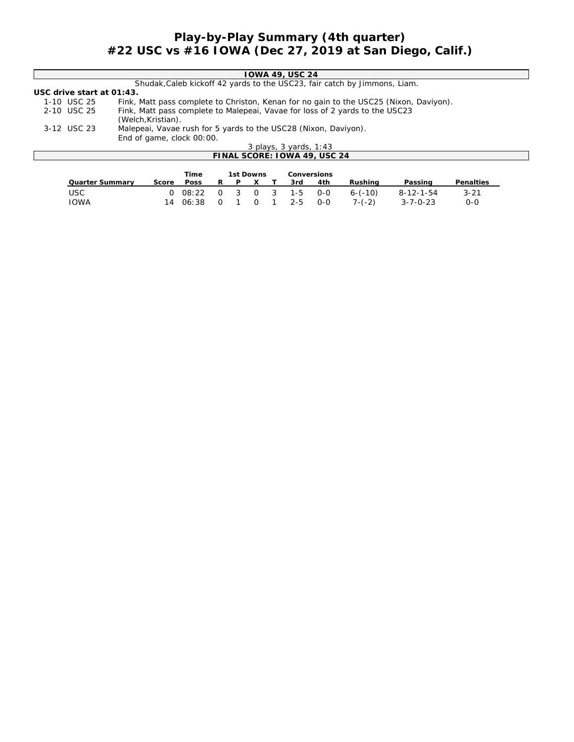# Play-by-Play Summary (4th quarter)
# #22 USC vs #16 IOWA (Dec 27, 2019 at San Diego, Calif.)

**IOWA 49, USC 24**

Shudak,Caleb kickoff 42 yards to the USC23, fair catch by Jimmons, Liam.

**USC drive start at 01:43.**

| | |
|---|---|
| 1-10 USC 25 | Fink, Matt pass complete to Christon, Kenan for no gain to the USC25 (Nixon, Daviyon). |
| 2-10 USC 25 | Fink, Matt pass complete to Malepeai, Vavae for loss of 2 yards to the USC23 (Welch,Kristian). |
| 3-12 USC 23 | Malepeai, Vavae rush for 5 yards to the USC28 (Nixon, Daviyon). End of game, clock 00:00. |

3 plays, 3 yards, 1:43

**FINAL SCORE: IOWA 49, USC 24**

| | | Time | 1st Downs | | | | Conversions | | | | |
|---|---|---|---|---|---|---|---|---|---|---|---|
| Quarter Summary | Score | Poss | R | P | X | T | 3rd | 4th | Rushing | Passing | Penalties |
| USC | 0 | 08:22 | 0 | 3 | 0 | 3 | 1-5 | 0-0 | 6-(-10) | 8-12-1-54 | 3-21 |
| IOWA | 14 | 06:38 | 0 | 1 | 0 | 1 | 2-5 | 0-0 | 7-(-2) | 3-7-0-23 | 0-0 |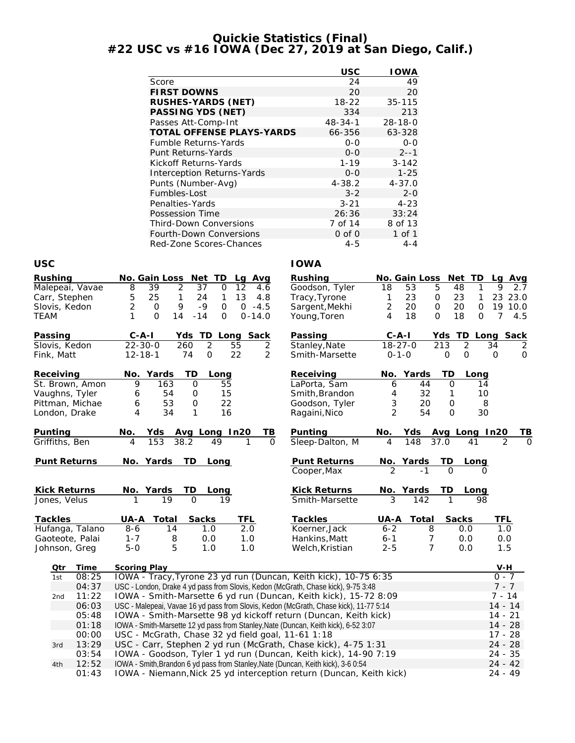# Quickie Statistics (Final)
## #22 USC vs #16 IOWA (Dec 27, 2019 at San Diego, Calif.)

| | USC | IOWA |
|---|---|---|
| Score | 24 | 49 |
| **FIRST DOWNS** | 20 | 20 |
| **RUSHES-YARDS (NET)** | 18-22 | 35-115 |
| **PASSING YDS (NET)** | 334 | 213 |
| Passes Att-Comp-Int | 48-34-1 | 28-18-0 |
| **TOTAL OFFENSE PLAYS-YARDS** | 66-356 | 63-328 |
| Fumble Returns-Yards | 0-0 | 0-0 |
| Punt Returns-Yards | 0-0 | 2--1 |
| Kickoff Returns-Yards | 1-19 | 3-142 |
| Interception Returns-Yards | 0-0 | 1-25 |
| Punts (Number-Avg) | 4-38.2 | 4-37.0 |
| Fumbles-Lost | 3-2 | 2-0 |
| Penalties-Yards | 3-21 | 4-23 |
| Possession Time | 26:36 | 33:24 |
| Third-Down Conversions | 7 of 14 | 8 of 13 |
| Fourth-Down Conversions | 0 of 0 | 1 of 1 |
| Red-Zone Scores-Chances | 4-5 | 4-4 |

### USC

| Rushing | No. | Gain | Loss | Net | TD | Lg | Avg |
|---|---|---|---|---|---|---|---|
| Malepeai, Vavae | 8 | 39 | 2 | 37 | 0 | 12 | 4.6 |
| Carr, Stephen | 5 | 25 | 1 | 24 | 1 | 13 | 4.8 |
| Slovis, Kedon | 2 | 0 | 9 | -9 | 0 | 0 | -4.5 |
| TEAM | 1 | 0 | 14 | -14 | 0 | 0 | -14.0 |

| Passing | C-A-I | Yds | TD | Long | Sack |
|---|---|---|---|---|---|
| Slovis, Kedon | 22-30-0 | 260 | 2 | 55 | 2 |
| Fink, Matt | 12-18-1 | 74 | 0 | 22 | 2 |

| Receiving | No. | Yards | TD | Long |
|---|---|---|---|---|
| St. Brown, Amon | 9 | 163 | 0 | 55 |
| Vaughns, Tyler | 6 | 54 | 0 | 15 |
| Pittman, Michae | 6 | 53 | 0 | 22 |
| London, Drake | 4 | 34 | 1 | 16 |

| Punting | No. | Yds | Avg | Long | In20 | TB |
|---|---|---|---|---|---|---|
| Griffiths, Ben | 4 | 153 | 38.2 | 49 | 1 | 0 |

| Punt Returns | No. | Yards | TD | Long |
|---|---|---|---|---|

| Kick Returns | No. | Yards | TD | Long |
|---|---|---|---|---|
| Jones, Velus | 1 | 19 | 0 | 19 |

| Tackles | UA-A | Total | Sacks | TFL |
|---|---|---|---|---|
| Hufanga, Talano | 8-6 | 14 | 1.0 | 2.0 |
| Gaoteote, Palai | 1-7 | 8 | 0.0 | 1.0 |
| Johnson, Greg | 5-0 | 5 | 1.0 | 1.0 |

### IOWA

| Rushing | No. | Gain | Loss | Net | TD | Lg | Avg |
|---|---|---|---|---|---|---|---|
| Goodson, Tyler | 18 | 53 | 5 | 48 | 1 | 9 | 2.7 |
| Tracy,Tyrone | 1 | 23 | 0 | 23 | 1 | 23 | 23.0 |
| Sargent,Mekhi | 2 | 20 | 0 | 20 | 0 | 19 | 10.0 |
| Young,Toren | 4 | 18 | 0 | 18 | 0 | 7 | 4.5 |

| Passing | C-A-I | Yds | TD | Long | Sack |
|---|---|---|---|---|---|
| Stanley,Nate | 18-27-0 | 213 | 2 | 34 | 2 |
| Smith-Marsette | 0-1-0 | 0 | 0 | 0 | 0 |

| Receiving | No. | Yards | TD | Long |
|---|---|---|---|---|
| LaPorta, Sam | 6 | 44 | 0 | 14 |
| Smith,Brandon | 4 | 32 | 1 | 10 |
| Goodson, Tyler | 3 | 20 | 0 | 8 |
| Ragaini,Nico | 2 | 54 | 0 | 30 |

| Punting | No. | Yds | Avg | Long | In20 | TB |
|---|---|---|---|---|---|---|
| Sleep-Dalton, M | 4 | 148 | 37.0 | 41 | 2 | 0 |

| Punt Returns | No. | Yards | TD | Long |
|---|---|---|---|---|
| Cooper,Max | 2 | -1 | 0 | 0 |

| Kick Returns | No. | Yards | TD | Long |
|---|---|---|---|---|
| Smith-Marsette | 3 | 142 | 1 | 98 |

| Tackles | UA-A | Total | Sacks | TFL |
|---|---|---|---|---|
| Koerner,Jack | 6-2 | 8 | 0.0 | 1.0 |
| Hankins,Matt | 6-1 | 7 | 0.0 | 0.0 |
| Welch,Kristian | 2-5 | 7 | 0.0 | 1.5 |

| Qtr | Time | Scoring Play | V-H |
|---|---|---|---|
| 1st | 08:25 | IOWA - Tracy,Tyrone 23 yd run (Duncan, Keith kick), 10-75 6:35 | 0 - 7 |
| | 04:37 | USC - London, Drake 4 yd pass from Slovis, Kedon (McGrath, Chase kick), 9-75 3:48 | 7 - 7 |
| 2nd | 11:22 | IOWA - Smith-Marsette 6 yd run (Duncan, Keith kick), 15-72 8:09 | 7 - 14 |
| | 06:03 | USC - Malepeai, Vavae 16 yd pass from Slovis, Kedon (McGrath, Chase kick), 11-77 5:14 | 14 - 14 |
| | 05:48 | IOWA - Smith-Marsette 98 yd kickoff return (Duncan, Keith kick) | 14 - 21 |
| | 01:18 | IOWA - Smith-Marsette 12 yd pass from Stanley,Nate (Duncan, Keith kick), 6-52 3:07 | 14 - 28 |
| | 00:00 | USC - McGrath, Chase 32 yd field goal, 11-61 1:18 | 17 - 28 |
| 3rd | 13:29 | USC - Carr, Stephen 2 yd run (McGrath, Chase kick), 4-75 1:31 | 24 - 28 |
| | 03:54 | IOWA - Goodson, Tyler 1 yd run (Duncan, Keith kick), 14-90 7:19 | 24 - 35 |
| 4th | 12:52 | IOWA - Smith,Brandon 6 yd pass from Stanley,Nate (Duncan, Keith kick), 3-6 0:54 | 24 - 42 |
| | 01:43 | IOWA - Niemann,Nick 25 yd interception return (Duncan, Keith kick) | 24 - 49 |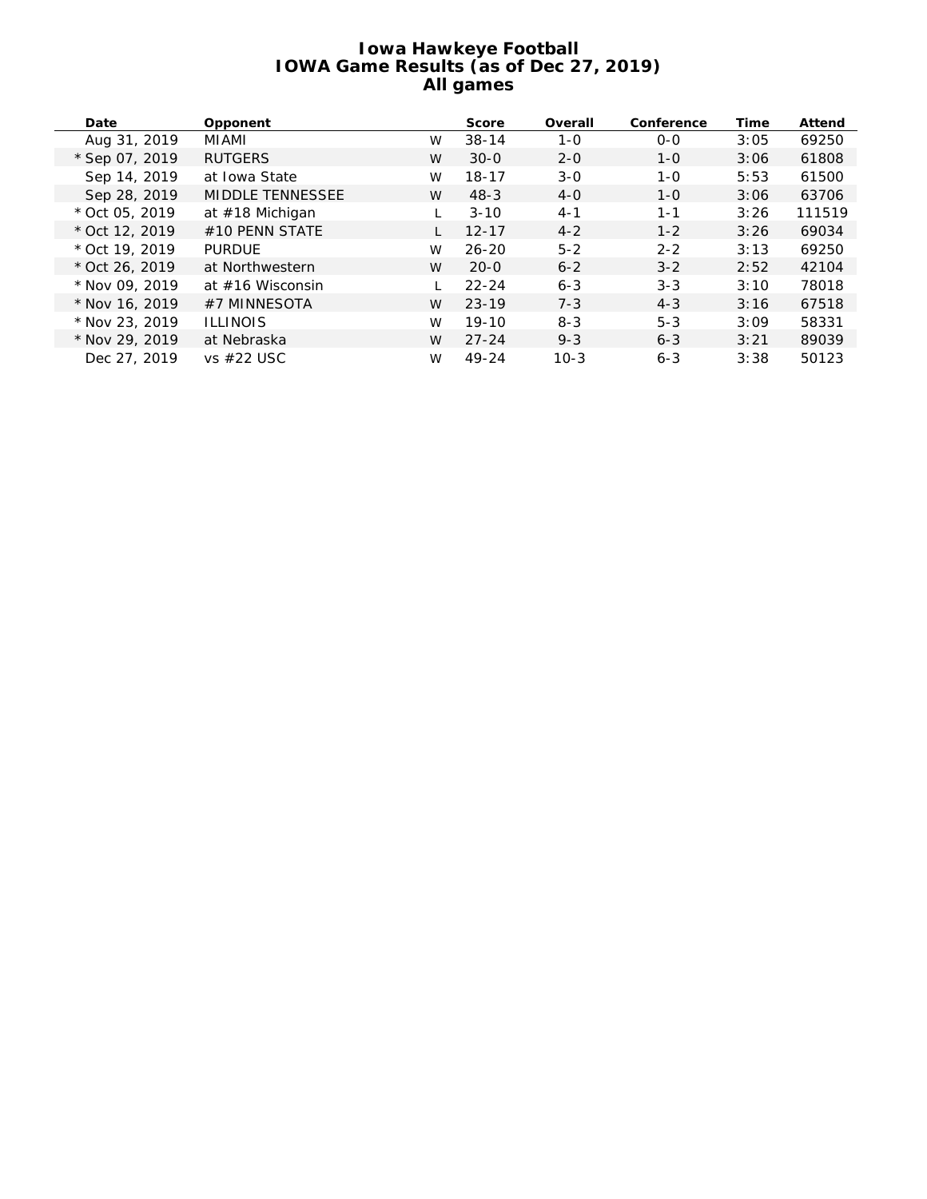# Iowa Hawkeye Football
## IOWA Game Results (as of Dec 27, 2019)
### All games

| Date | Opponent | | Score | Overall | Conference | Time | Attend |
|---|---|---|---|---|---|---|---|
| Aug 31, 2019 | MIAMI | W | 38-14 | 1-0 | 0-0 | 3:05 | 69250 |
| * Sep 07, 2019 | RUTGERS | W | 30-0 | 2-0 | 1-0 | 3:06 | 61808 |
| Sep 14, 2019 | at Iowa State | W | 18-17 | 3-0 | 1-0 | 5:53 | 61500 |
| Sep 28, 2019 | MIDDLE TENNESSEE | W | 48-3 | 4-0 | 1-0 | 3:06 | 63706 |
| * Oct 05, 2019 | at #18 Michigan | L | 3-10 | 4-1 | 1-1 | 3:26 | 111519 |
| * Oct 12, 2019 | #10 PENN STATE | L | 12-17 | 4-2 | 1-2 | 3:26 | 69034 |
| * Oct 19, 2019 | PURDUE | W | 26-20 | 5-2 | 2-2 | 3:13 | 69250 |
| * Oct 26, 2019 | at Northwestern | W | 20-0 | 6-2 | 3-2 | 2:52 | 42104 |
| * Nov 09, 2019 | at #16 Wisconsin | L | 22-24 | 6-3 | 3-3 | 3:10 | 78018 |
| * Nov 16, 2019 | #7 MINNESOTA | W | 23-19 | 7-3 | 4-3 | 3:16 | 67518 |
| * Nov 23, 2019 | ILLINOIS | W | 19-10 | 8-3 | 5-3 | 3:09 | 58331 |
| * Nov 29, 2019 | at Nebraska | W | 27-24 | 9-3 | 6-3 | 3:21 | 89039 |
| Dec 27, 2019 | vs #22 USC | W | 49-24 | 10-3 | 6-3 | 3:38 | 50123 |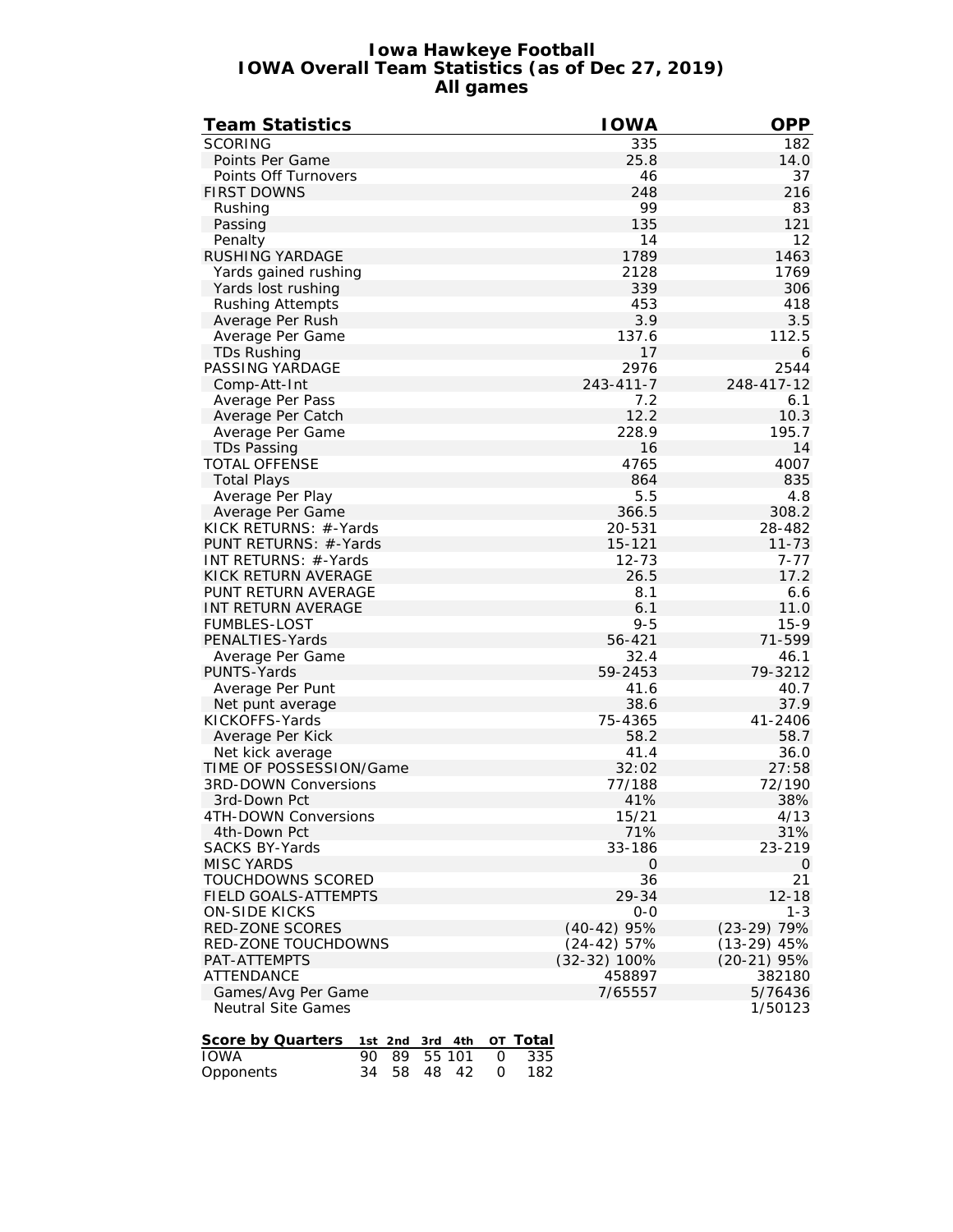# Iowa Hawkeye Football
## IOWA Overall Team Statistics (as of Dec 27, 2019)
### All games

| Team Statistics | IOWA | OPP |
|---|---|---|
| SCORING | 335 | 182 |
| Points Per Game | 25.8 | 14.0 |
| Points Off Turnovers | 46 | 37 |
| FIRST DOWNS | 248 | 216 |
| Rushing | 99 | 83 |
| Passing | 135 | 121 |
| Penalty | 14 | 12 |
| RUSHING YARDAGE | 1789 | 1463 |
| Yards gained rushing | 2128 | 1769 |
| Yards lost rushing | 339 | 306 |
| Rushing Attempts | 453 | 418 |
| Average Per Rush | 3.9 | 3.5 |
| Average Per Game | 137.6 | 112.5 |
| TDs Rushing | 17 | 6 |
| PASSING YARDAGE | 2976 | 2544 |
| Comp-Att-Int | 243-411-7 | 248-417-12 |
| Average Per Pass | 7.2 | 6.1 |
| Average Per Catch | 12.2 | 10.3 |
| Average Per Game | 228.9 | 195.7 |
| TDs Passing | 16 | 14 |
| TOTAL OFFENSE | 4765 | 4007 |
| Total Plays | 864 | 835 |
| Average Per Play | 5.5 | 4.8 |
| Average Per Game | 366.5 | 308.2 |
| KICK RETURNS: #-Yards | 20-531 | 28-482 |
| PUNT RETURNS: #-Yards | 15-121 | 11-73 |
| INT RETURNS: #-Yards | 12-73 | 7-77 |
| KICK RETURN AVERAGE | 26.5 | 17.2 |
| PUNT RETURN AVERAGE | 8.1 | 6.6 |
| INT RETURN AVERAGE | 6.1 | 11.0 |
| FUMBLES-LOST | 9-5 | 15-9 |
| PENALTIES-Yards | 56-421 | 71-599 |
| Average Per Game | 32.4 | 46.1 |
| PUNTS-Yards | 59-2453 | 79-3212 |
| Average Per Punt | 41.6 | 40.7 |
| Net punt average | 38.6 | 37.9 |
| KICKOFFS-Yards | 75-4365 | 41-2406 |
| Average Per Kick | 58.2 | 58.7 |
| Net kick average | 41.4 | 36.0 |
| TIME OF POSSESSION/Game | 32:02 | 27:58 |
| 3RD-DOWN Conversions | 77/188 | 72/190 |
| 3rd-Down Pct | 41% | 38% |
| 4TH-DOWN Conversions | 15/21 | 4/13 |
| 4th-Down Pct | 71% | 31% |
| SACKS BY-Yards | 33-186 | 23-219 |
| MISC YARDS | 0 | 0 |
| TOUCHDOWNS SCORED | 36 | 21 |
| FIELD GOALS-ATTEMPTS | 29-34 | 12-18 |
| ON-SIDE KICKS | 0-0 | 1-3 |
| RED-ZONE SCORES | (40-42) 95% | (23-29) 79% |
| RED-ZONE TOUCHDOWNS | (24-42) 57% | (13-29) 45% |
| PAT-ATTEMPTS | (32-32) 100% | (20-21) 95% |
| ATTENDANCE | 458897 | 382180 |
| Games/Avg Per Game | 7/65557 | 5/76436 |
| Neutral Site Games | | 1/50123 |

| Score by Quarters | 1st | 2nd | 3rd | 4th | OT | Total |
|---|---|---|---|---|---|---|
| IOWA | 90 | 89 | 55 | 101 | 0 | 335 |
| Opponents | 34 | 58 | 48 | 42 | 0 | 182 |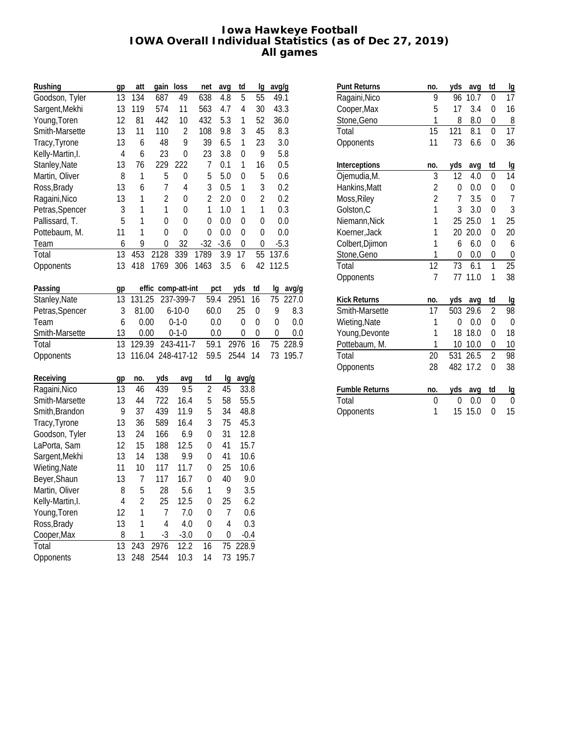# Iowa Hawkeye Football
## IOWA Overall Individual Statistics (as of Dec 27, 2019)
### All games

| Rushing | gp | att | gain | loss | net | avg | td | lg | avg/g |
|---|---|---|---|---|---|---|---|---|---|
| Goodson, Tyler | 13 | 134 | 687 | 49 | 638 | 4.8 | 5 | 55 | 49.1 |
| Sargent,Mekhi | 13 | 119 | 574 | 11 | 563 | 4.7 | 4 | 30 | 43.3 |
| Young,Toren | 12 | 81 | 442 | 10 | 432 | 5.3 | 1 | 52 | 36.0 |
| Smith-Marsette | 13 | 11 | 110 | 2 | 108 | 9.8 | 3 | 45 | 8.3 |
| Tracy,Tyrone | 13 | 6 | 48 | 9 | 39 | 6.5 | 1 | 23 | 3.0 |
| Kelly-Martin,I. | 4 | 6 | 23 | 0 | 23 | 3.8 | 0 | 9 | 5.8 |
| Stanley,Nate | 13 | 76 | 229 | 222 | 7 | 0.1 | 1 | 16 | 0.5 |
| Martin, Oliver | 8 | 1 | 5 | 0 | 5 | 5.0 | 0 | 5 | 0.6 |
| Ross,Brady | 13 | 6 | 7 | 4 | 3 | 0.5 | 1 | 3 | 0.2 |
| Ragaini,Nico | 13 | 1 | 2 | 0 | 2 | 2.0 | 0 | 2 | 0.2 |
| Petras,Spencer | 3 | 1 | 1 | 0 | 1 | 1.0 | 1 | 1 | 0.3 |
| Pallissard, T. | 5 | 1 | 0 | 0 | 0 | 0.0 | 0 | 0 | 0.0 |
| Pottebaum, M. | 11 | 1 | 0 | 0 | 0 | 0.0 | 0 | 0 | 0.0 |
| Team | 6 | 9 | 0 | 32 | -32 | -3.6 | 0 | 0 | -5.3 |
| Total | 13 | 453 | 2128 | 339 | 1789 | 3.9 | 17 | 55 | 137.6 |
| Opponents | 13 | 418 | 1769 | 306 | 1463 | 3.5 | 6 | 42 | 112.5 |

| Passing | gp | effic | comp-att-int | pct | yds | td | lg | avg/g |
|---|---|---|---|---|---|---|---|---|
| Stanley,Nate | 13 | 131.25 | 237-399-7 | 59.4 | 2951 | 16 | 75 | 227.0 |
| Petras,Spencer | 3 | 81.00 | 6-10-0 | 60.0 | 25 | 0 | 9 | 8.3 |
| Team | 6 | 0.00 | 0-1-0 | 0.0 | 0 | 0 | 0 | 0.0 |
| Smith-Marsette | 13 | 0.00 | 0-1-0 | 0.0 | 0 | 0 | 0 | 0.0 |
| Total | 13 | 129.39 | 243-411-7 | 59.1 | 2976 | 16 | 75 | 228.9 |
| Opponents | 13 | 116.04 | 248-417-12 | 59.5 | 2544 | 14 | 73 | 195.7 |

| Receiving | gp | no. | yds | avg | td | lg | avg/g |
|---|---|---|---|---|---|---|---|
| Ragaini,Nico | 13 | 46 | 439 | 9.5 | 2 | 45 | 33.8 |
| Smith-Marsette | 13 | 44 | 722 | 16.4 | 5 | 58 | 55.5 |
| Smith,Brandon | 9 | 37 | 439 | 11.9 | 5 | 34 | 48.8 |
| Tracy,Tyrone | 13 | 36 | 589 | 16.4 | 3 | 75 | 45.3 |
| Goodson, Tyler | 13 | 24 | 166 | 6.9 | 0 | 31 | 12.8 |
| LaPorta, Sam | 12 | 15 | 188 | 12.5 | 0 | 41 | 15.7 |
| Sargent,Mekhi | 13 | 14 | 138 | 9.9 | 0 | 41 | 10.6 |
| Wieting,Nate | 11 | 10 | 117 | 11.7 | 0 | 25 | 10.6 |
| Beyer,Shaun | 13 | 7 | 117 | 16.7 | 0 | 40 | 9.0 |
| Martin, Oliver | 8 | 5 | 28 | 5.6 | 1 | 9 | 3.5 |
| Kelly-Martin,I. | 4 | 2 | 25 | 12.5 | 0 | 25 | 6.2 |
| Young,Toren | 12 | 1 | 7 | 7.0 | 0 | 7 | 0.6 |
| Ross,Brady | 13 | 1 | 4 | 4.0 | 0 | 4 | 0.3 |
| Cooper,Max | 8 | 1 | -3 | -3.0 | 0 | 0 | -0.4 |
| Total | 13 | 243 | 2976 | 12.2 | 16 | 75 | 228.9 |
| Opponents | 13 | 248 | 2544 | 10.3 | 14 | 73 | 195.7 |

| Punt Returns | no. | yds | avg | td | lg |
|---|---|---|---|---|---|
| Ragaini,Nico | 9 | 96 | 10.7 | 0 | 17 |
| Cooper,Max | 5 | 17 | 3.4 | 0 | 16 |
| Stone,Geno | 1 | 8 | 8.0 | 0 | 8 |
| Total | 15 | 121 | 8.1 | 0 | 17 |
| Opponents | 11 | 73 | 6.6 | 0 | 36 |

| Interceptions | no. | yds | avg | td | lg |
|---|---|---|---|---|---|
| Ojemudia,M. | 3 | 12 | 4.0 | 0 | 14 |
| Hankins,Matt | 2 | 0 | 0.0 | 0 | 0 |
| Moss,Riley | 2 | 7 | 3.5 | 0 | 7 |
| Golston,C | 1 | 3 | 3.0 | 0 | 3 |
| Niemann,Nick | 1 | 25 | 25.0 | 1 | 25 |
| Koerner,Jack | 1 | 20 | 20.0 | 0 | 20 |
| Colbert,Djimon | 1 | 6 | 6.0 | 0 | 6 |
| Stone,Geno | 1 | 0 | 0.0 | 0 | 0 |
| Total | 12 | 73 | 6.1 | 1 | 25 |
| Opponents | 7 | 77 | 11.0 | 1 | 38 |

| Kick Returns | no. | yds | avg | td | lg |
|---|---|---|---|---|---|
| Smith-Marsette | 17 | 503 | 29.6 | 2 | 98 |
| Wieting,Nate | 1 | 0 | 0.0 | 0 | 0 |
| Young,Devonte | 1 | 18 | 18.0 | 0 | 18 |
| Pottebaum, M. | 1 | 10 | 10.0 | 0 | 10 |
| Total | 20 | 531 | 26.5 | 2 | 98 |
| Opponents | 28 | 482 | 17.2 | 0 | 38 |

| Fumble Returns | no. | yds | avg | td | lg |
|---|---|---|---|---|---|
| Total | 0 | 0 | 0.0 | 0 | 0 |
| Opponents | 1 | 15 | 15.0 | 0 | 15 |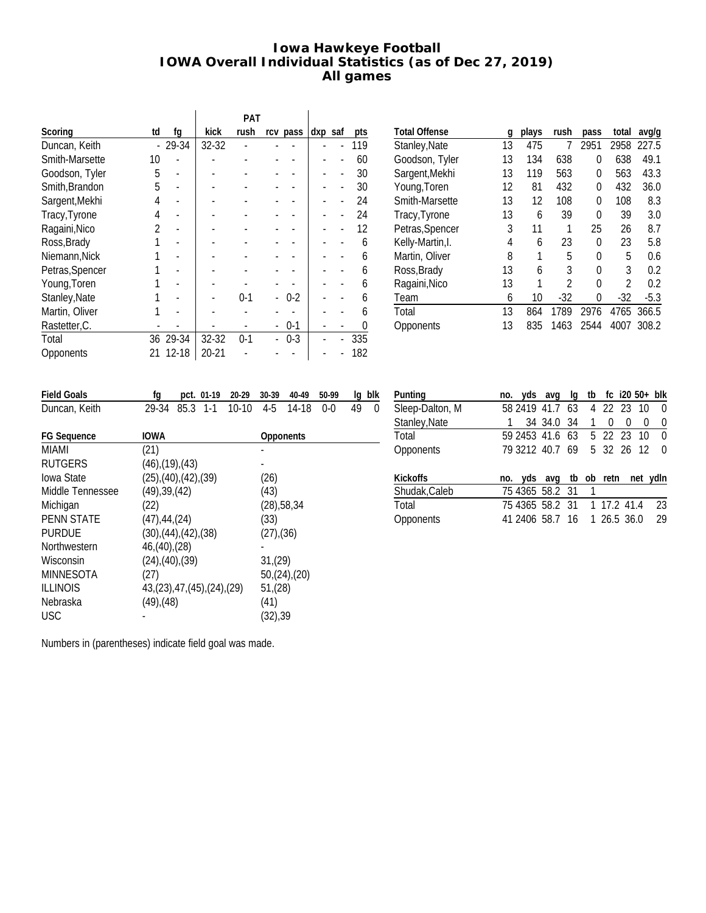# Iowa Hawkeye Football
## IOWA Overall Individual Statistics (as of Dec 27, 2019)
### All games

| Scoring | td | fg | PAT kick | PAT rush | PAT rcv | PAT pass | dxp | saf | pts |
|---|---|---|---|---|---|---|---|---|---|
| Duncan, Keith | - | 29-34 | 32-32 | - | - | - | - | - | 119 |
| Smith-Marsette | 10 | - | - | - | - | - | - | - | 60 |
| Goodson, Tyler | 5 | - | - | - | - | - | - | - | 30 |
| Smith,Brandon | 5 | - | - | - | - | - | - | - | 30 |
| Sargent,Mekhi | 4 | - | - | - | - | - | - | - | 24 |
| Tracy,Tyrone | 4 | - | - | - | - | - | - | - | 24 |
| Ragaini,Nico | 2 | - | - | - | - | - | - | - | 12 |
| Ross,Brady | 1 | - | - | - | - | - | - | - | 6 |
| Niemann,Nick | 1 | - | - | - | - | - | - | - | 6 |
| Petras,Spencer | 1 | - | - | - | - | - | - | - | 6 |
| Young,Toren | 1 | - | - | - | - | - | - | - | 6 |
| Stanley,Nate | 1 | - | - | 0-1 | - | 0-2 | - | - | 6 |
| Martin, Oliver | 1 | - | - | - | - | - | - | - | 6 |
| Rastetter,C. | - | - | - | - | - | 0-1 | - | - | 0 |
| Total | 36 | 29-34 | 32-32 | 0-1 | - | 0-3 | - | - | 335 |
| Opponents | 21 | 12-18 | 20-21 | - | - | - | - | - | 182 |

| Total Offense | g | plays | rush | pass | total | avg/g |
|---|---|---|---|---|---|---|
| Stanley,Nate | 13 | 475 | 7 | 2951 | 2958 | 227.5 |
| Goodson, Tyler | 13 | 134 | 638 | 0 | 638 | 49.1 |
| Sargent,Mekhi | 13 | 119 | 563 | 0 | 563 | 43.3 |
| Young,Toren | 12 | 81 | 432 | 0 | 432 | 36.0 |
| Smith-Marsette | 13 | 12 | 108 | 0 | 108 | 8.3 |
| Tracy,Tyrone | 13 | 6 | 39 | 0 | 39 | 3.0 |
| Petras,Spencer | 3 | 11 | 1 | 25 | 26 | 8.7 |
| Kelly-Martin,I. | 4 | 6 | 23 | 0 | 23 | 5.8 |
| Martin, Oliver | 8 | 1 | 5 | 0 | 5 | 0.6 |
| Ross,Brady | 13 | 6 | 3 | 0 | 3 | 0.2 |
| Ragaini,Nico | 13 | 1 | 2 | 0 | 2 | 0.2 |
| Team | 6 | 10 | -32 | 0 | -32 | -5.3 |
| Total | 13 | 864 | 1789 | 2976 | 4765 | 366.5 |
| Opponents | 13 | 835 | 1463 | 2544 | 4007 | 308.2 |

| Field Goals | fg | pct. | 01-19 | 20-29 | 30-39 | 40-49 | 50-99 | lg | blk |
|---|---|---|---|---|---|---|---|---|---|
| Duncan, Keith | 29-34 | 85.3 | 1-1 | 10-10 | 4-5 | 14-18 | 0-0 | 49 | 0 |

| FG Sequence | IOWA | Opponents |
|---|---|---|
| MIAMI | (21) | - |
| RUTGERS | (46),(19),(43) | - |
| Iowa State | (25),(40),(42),(39) | (26) |
| Middle Tennessee | (49),39,(42) | (43) |
| Michigan | (22) | (28),58,34 |
| PENN STATE | (47),44,(24) | (33) |
| PURDUE | (30),(44),(42),(38) | (27),(36) |
| Northwestern | 46,(40),(28) | - |
| Wisconsin | (24),(40),(39) | 31,(29) |
| MINNESOTA | (27) | 50,(24),(20) |
| ILLINOIS | 43,(23),47,(45),(24),(29) | 51,(28) |
| Nebraska | (49),(48) | (41) |
| USC | - | (32),39 |

Numbers in (parentheses) indicate field goal was made.

| Punting | no. | yds | avg | lg | tb | fc | i20 | 50+ | blk |
|---|---|---|---|---|---|---|---|---|---|
| Sleep-Dalton, M | 58 | 2419 | 41.7 | 63 | 4 | 22 | 23 | 10 | 0 |
| Stanley,Nate | 1 | 34 | 34.0 | 34 | 1 | 0 | 0 | 0 | 0 |
| Total | 59 | 2453 | 41.6 | 63 | 5 | 22 | 23 | 10 | 0 |
| Opponents | 79 | 3212 | 40.7 | 69 | 5 | 32 | 26 | 12 | 0 |

| Kickoffs | no. | yds | avg | tb | ob | retn | net | ydln |
|---|---|---|---|---|---|---|---|---|
| Shudak,Caleb | 75 | 4365 | 58.2 | 31 | 1 | | | |
| Total | 75 | 4365 | 58.2 | 31 | 1 | 17.2 | 41.4 | 23 |
| Opponents | 41 | 2406 | 58.7 | 16 | 1 | 26.5 | 36.0 | 29 |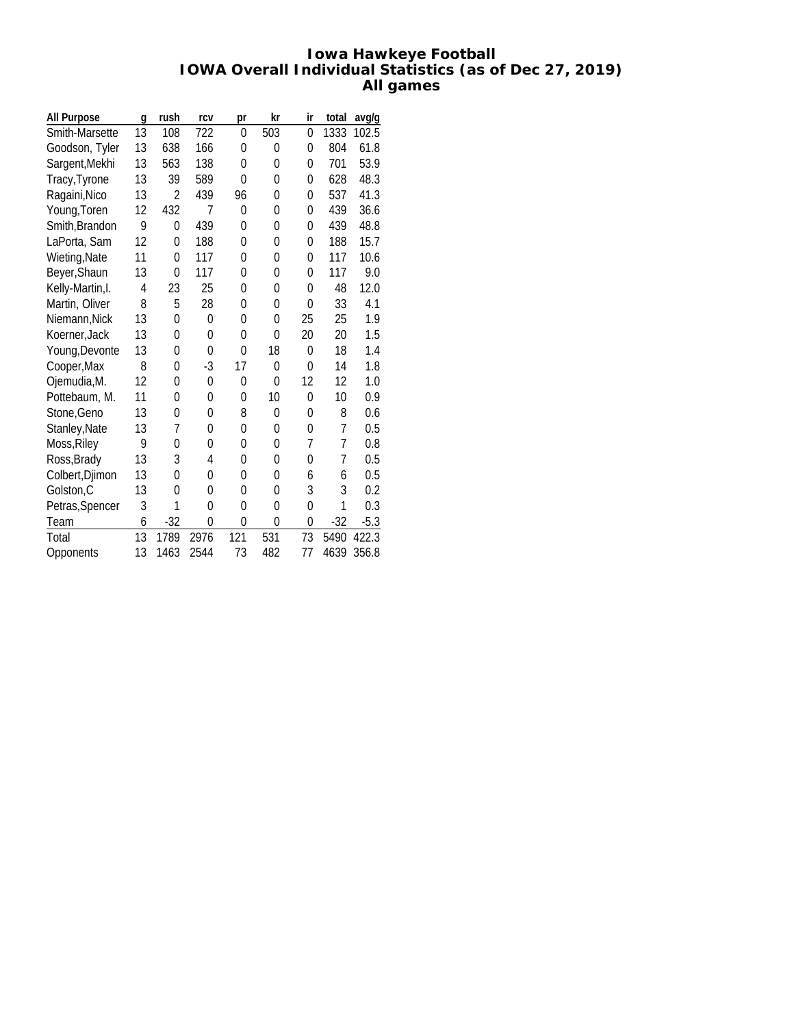# Iowa Hawkeye Football
## IOWA Overall Individual Statistics (as of Dec 27, 2019)
### All games

| All Purpose | g | rush | rcv | pr | kr | ir | total | avg/g |
|---|---|---|---|---|---|---|---|---|
| Smith-Marsette | 13 | 108 | 722 | 0 | 503 | 0 | 1333 | 102.5 |
| Goodson, Tyler | 13 | 638 | 166 | 0 | 0 | 0 | 804 | 61.8 |
| Sargent,Mekhi | 13 | 563 | 138 | 0 | 0 | 0 | 701 | 53.9 |
| Tracy,Tyrone | 13 | 39 | 589 | 0 | 0 | 0 | 628 | 48.3 |
| Ragaini,Nico | 13 | 2 | 439 | 96 | 0 | 0 | 537 | 41.3 |
| Young,Toren | 12 | 432 | 7 | 0 | 0 | 0 | 439 | 36.6 |
| Smith,Brandon | 9 | 0 | 439 | 0 | 0 | 0 | 439 | 48.8 |
| LaPorta, Sam | 12 | 0 | 188 | 0 | 0 | 0 | 188 | 15.7 |
| Wieting,Nate | 11 | 0 | 117 | 0 | 0 | 0 | 117 | 10.6 |
| Beyer,Shaun | 13 | 0 | 117 | 0 | 0 | 0 | 117 | 9.0 |
| Kelly-Martin,I. | 4 | 23 | 25 | 0 | 0 | 0 | 48 | 12.0 |
| Martin, Oliver | 8 | 5 | 28 | 0 | 0 | 0 | 33 | 4.1 |
| Niemann,Nick | 13 | 0 | 0 | 0 | 0 | 25 | 25 | 1.9 |
| Koerner,Jack | 13 | 0 | 0 | 0 | 0 | 20 | 20 | 1.5 |
| Young,Devonte | 13 | 0 | 0 | 0 | 18 | 0 | 18 | 1.4 |
| Cooper,Max | 8 | 0 | -3 | 17 | 0 | 0 | 14 | 1.8 |
| Ojemudia,M. | 12 | 0 | 0 | 0 | 0 | 12 | 12 | 1.0 |
| Pottebaum, M. | 11 | 0 | 0 | 0 | 10 | 0 | 10 | 0.9 |
| Stone,Geno | 13 | 0 | 0 | 8 | 0 | 0 | 8 | 0.6 |
| Stanley,Nate | 13 | 7 | 0 | 0 | 0 | 0 | 7 | 0.5 |
| Moss,Riley | 9 | 0 | 0 | 0 | 0 | 7 | 7 | 0.8 |
| Ross,Brady | 13 | 3 | 4 | 0 | 0 | 0 | 7 | 0.5 |
| Colbert,Djimon | 13 | 0 | 0 | 0 | 0 | 6 | 6 | 0.5 |
| Golston,C | 13 | 0 | 0 | 0 | 0 | 3 | 3 | 0.2 |
| Petras,Spencer | 3 | 1 | 0 | 0 | 0 | 0 | 1 | 0.3 |
| Team | 6 | -32 | 0 | 0 | 0 | 0 | -32 | -5.3 |
| Total | 13 | 1789 | 2976 | 121 | 531 | 73 | 5490 | 422.3 |
| Opponents | 13 | 1463 | 2544 | 73 | 482 | 77 | 4639 | 356.8 |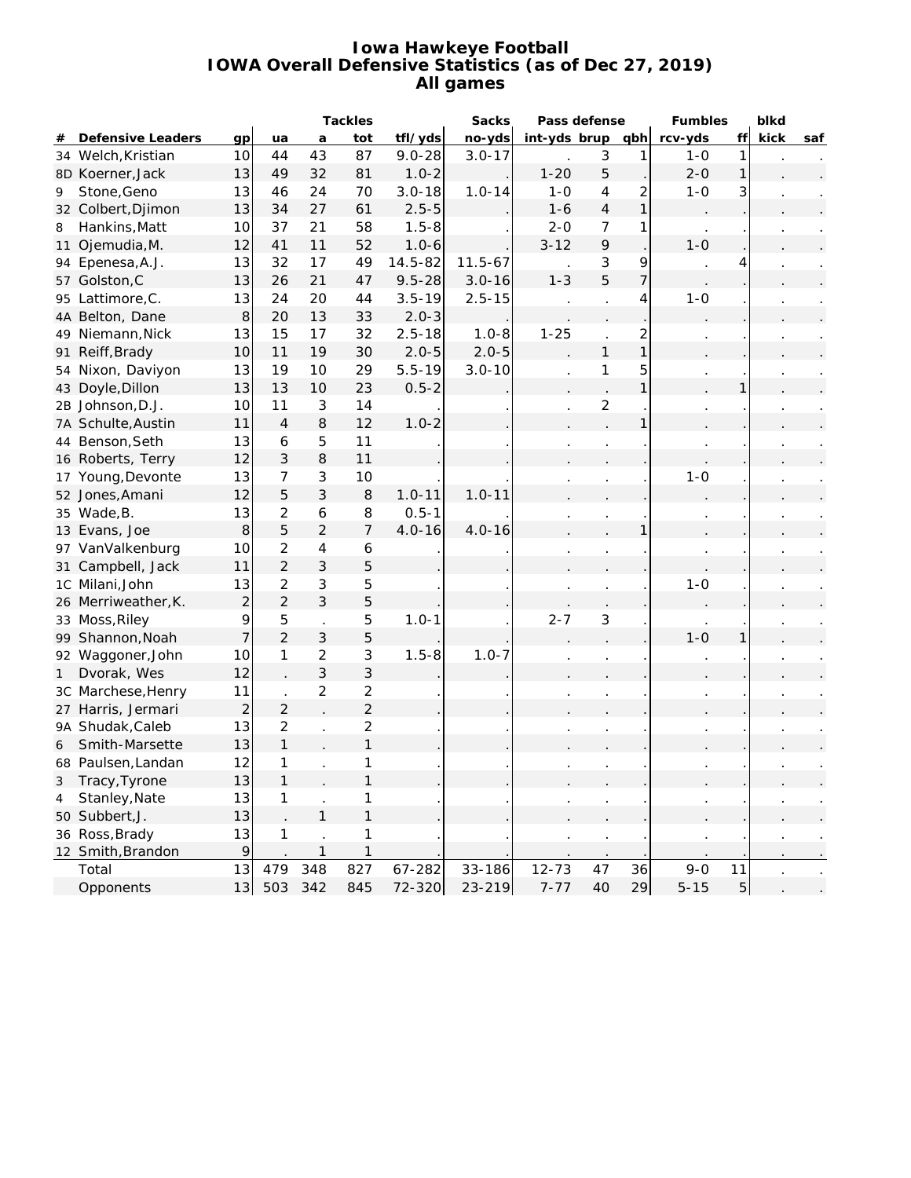# Iowa Hawkeye Football
## IOWA Overall Defensive Statistics (as of Dec 27, 2019)
### All games

| # | Defensive Leaders | gp | Tackles ua | a | tot | tfl/yds | Sacks no-yds | Pass defense int-yds | brup | qbh | Fumbles rcv-yds | ff | blkd kick | saf |
|---|---|---|---|---|---|---|---|---|---|---|---|---|---|---|
| 34 | Welch,Kristian | 10 | 44 | 43 | 87 | 9.0-28 | 3.0-17 | . | 3 | 1 | 1-0 | 1 | . | . |
| 8D | Koerner,Jack | 13 | 49 | 32 | 81 | 1.0-2 | . | 1-20 | 5 | . | 2-0 | 1 | . | . |
| 9 | Stone,Geno | 13 | 46 | 24 | 70 | 3.0-18 | 1.0-14 | 1-0 | 4 | 2 | 1-0 | 3 | . | . |
| 32 | Colbert,Djimon | 13 | 34 | 27 | 61 | 2.5-5 | . | 1-6 | 4 | 1 | . | . | . | . |
| 8 | Hankins,Matt | 10 | 37 | 21 | 58 | 1.5-8 | . | 2-0 | 7 | 1 | . | . | . | . |
| 11 | Ojemudia,M. | 12 | 41 | 11 | 52 | 1.0-6 | . | 3-12 | 9 | . | 1-0 | . | . | . |
| 94 | Epenesa,A.J. | 13 | 32 | 17 | 49 | 14.5-82 | 11.5-67 | . | 3 | 9 | . | 4 | . | . |
| 57 | Golston,C | 13 | 26 | 21 | 47 | 9.5-28 | 3.0-16 | 1-3 | 5 | 7 | . | . | . | . |
| 95 | Lattimore,C. | 13 | 24 | 20 | 44 | 3.5-19 | 2.5-15 | . | . | 4 | 1-0 | . | . | . |
| 4A | Belton, Dane | 8 | 20 | 13 | 33 | 2.0-3 | . | . | . | . | . | . | . | . |
| 49 | Niemann,Nick | 13 | 15 | 17 | 32 | 2.5-18 | 1.0-8 | 1-25 | . | 2 | . | . | . | . |
| 91 | Reiff,Brady | 10 | 11 | 19 | 30 | 2.0-5 | 2.0-5 | . | 1 | 1 | . | . | . | . |
| 54 | Nixon, Daviyon | 13 | 19 | 10 | 29 | 5.5-19 | 3.0-10 | . | 1 | 5 | . | . | . | . |
| 43 | Doyle,Dillon | 13 | 13 | 10 | 23 | 0.5-2 | . | . | . | 1 | . | 1 | . | . |
| 2B | Johnson,D.J. | 10 | 11 | 3 | 14 | . | . | . | 2 | . | . | . | . | . |
| 7A | Schulte,Austin | 11 | 4 | 8 | 12 | 1.0-2 | . | . | . | 1 | . | . | . | . |
| 44 | Benson,Seth | 13 | 6 | 5 | 11 | . | . | . | . | . | . | . | . | . |
| 16 | Roberts, Terry | 12 | 3 | 8 | 11 | . | . | . | . | . | . | . | . | . |
| 17 | Young,Devonte | 13 | 7 | 3 | 10 | . | . | . | . | . | 1-0 | . | . | . |
| 52 | Jones,Amani | 12 | 5 | 3 | 8 | 1.0-11 | 1.0-11 | . | . | . | . | . | . | . |
| 35 | Wade,B. | 13 | 2 | 6 | 8 | 0.5-1 | . | . | . | . | . | . | . | . |
| 13 | Evans, Joe | 8 | 5 | 2 | 7 | 4.0-16 | 4.0-16 | . | . | 1 | . | . | . | . |
| 97 | VanValkenburg | 10 | 2 | 4 | 6 | . | . | . | . | . | . | . | . | . |
| 31 | Campbell, Jack | 11 | 2 | 3 | 5 | . | . | . | . | . | . | . | . | . |
| 1C | Milani,John | 13 | 2 | 3 | 5 | . | . | . | . | . | 1-0 | . | . | . |
| 26 | Merriweather,K. | 2 | 2 | 3 | 5 | . | . | . | . | . | . | . | . | . |
| 33 | Moss,Riley | 9 | 5 | . | 5 | 1.0-1 | . | 2-7 | 3 | . | . | . | . | . |
| 99 | Shannon,Noah | 7 | 2 | 3 | 5 | . | . | . | . | . | 1-0 | 1 | . | . |
| 92 | Waggoner,John | 10 | 1 | 2 | 3 | 1.5-8 | 1.0-7 | . | . | . | . | . | . | . |
| 1 | Dvorak, Wes | 12 | . | 3 | 3 | . | . | . | . | . | . | . | . | . |
| 3C | Marchese,Henry | 11 | . | 2 | 2 | . | . | . | . | . | . | . | . | . |
| 27 | Harris, Jermari | 2 | 2 | . | 2 | . | . | . | . | . | . | . | . | . |
| 9A | Shudak,Caleb | 13 | 2 | . | 2 | . | . | . | . | . | . | . | . | . |
| 6 | Smith-Marsette | 13 | 1 | . | 1 | . | . | . | . | . | . | . | . | . |
| 68 | Paulsen,Landan | 12 | 1 | . | 1 | . | . | . | . | . | . | . | . | . |
| 3 | Tracy,Tyrone | 13 | 1 | . | 1 | . | . | . | . | . | . | . | . | . |
| 4 | Stanley,Nate | 13 | 1 | . | 1 | . | . | . | . | . | . | . | . | . |
| 50 | Subbert,J. | 13 | . | 1 | 1 | . | . | . | . | . | . | . | . | . |
| 36 | Ross,Brady | 13 | 1 | . | 1 | . | . | . | . | . | . | . | . | . |
| 12 | Smith,Brandon | 9 | . | 1 | 1 | . | . | . | . | . | . | . | . | . |
| | Total | 13 | 479 | 348 | 827 | 67-282 | 33-186 | 12-73 | 47 | 36 | 9-0 | 11 | . | . |
| | Opponents | 13 | 503 | 342 | 845 | 72-320 | 23-219 | 7-77 | 40 | 29 | 5-15 | 5 | . | . |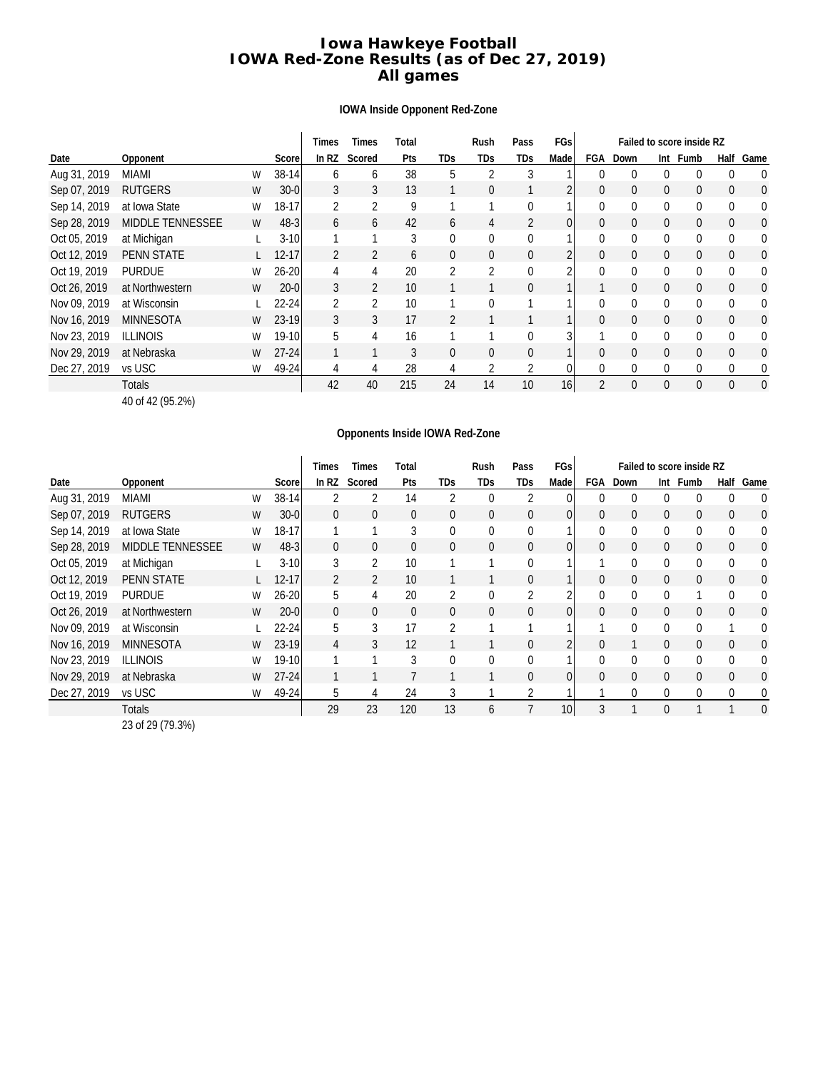# Iowa Hawkeye Football
## IOWA Red-Zone Results (as of Dec 27, 2019)
## All games

### IOWA Inside Opponent Red-Zone

| | | | | Times | Times | Total | | Rush | Pass | FGs | Failed to score inside RZ | | | | | |
|---|---|---|---|---|---|---|---|---|---|---|---|---|---|---|---|---|
| Date | Opponent | | Score | In RZ | Scored | Pts | TDs | TDs | TDs | Made | FGA | Down | Int | Fumb | Half | Game |
| Aug 31, 2019 | MIAMI | W | 38-14 | 6 | 6 | 38 | 5 | 2 | 3 | 1 | 0 | 0 | 0 | 0 | 0 | 0 |
| Sep 07, 2019 | RUTGERS | W | 30-0 | 3 | 3 | 13 | 1 | 0 | 1 | 2 | 0 | 0 | 0 | 0 | 0 | 0 |
| Sep 14, 2019 | at Iowa State | W | 18-17 | 2 | 2 | 9 | 1 | 1 | 0 | 1 | 0 | 0 | 0 | 0 | 0 | 0 |
| Sep 28, 2019 | MIDDLE TENNESSEE | W | 48-3 | 6 | 6 | 42 | 6 | 4 | 2 | 0 | 0 | 0 | 0 | 0 | 0 | 0 |
| Oct 05, 2019 | at Michigan | L | 3-10 | 1 | 1 | 3 | 0 | 0 | 0 | 1 | 0 | 0 | 0 | 0 | 0 | 0 |
| Oct 12, 2019 | PENN STATE | L | 12-17 | 2 | 2 | 6 | 0 | 0 | 0 | 2 | 0 | 0 | 0 | 0 | 0 | 0 |
| Oct 19, 2019 | PURDUE | W | 26-20 | 4 | 4 | 20 | 2 | 2 | 0 | 2 | 0 | 0 | 0 | 0 | 0 | 0 |
| Oct 26, 2019 | at Northwestern | W | 20-0 | 3 | 2 | 10 | 1 | 1 | 0 | 1 | 1 | 0 | 0 | 0 | 0 | 0 |
| Nov 09, 2019 | at Wisconsin | L | 22-24 | 2 | 2 | 10 | 1 | 0 | 1 | 1 | 0 | 0 | 0 | 0 | 0 | 0 |
| Nov 16, 2019 | MINNESOTA | W | 23-19 | 3 | 3 | 17 | 2 | 1 | 1 | 1 | 0 | 0 | 0 | 0 | 0 | 0 |
| Nov 23, 2019 | ILLINOIS | W | 19-10 | 5 | 4 | 16 | 1 | 1 | 0 | 3 | 1 | 0 | 0 | 0 | 0 | 0 |
| Nov 29, 2019 | at Nebraska | W | 27-24 | 1 | 1 | 3 | 0 | 0 | 0 | 1 | 0 | 0 | 0 | 0 | 0 | 0 |
| Dec 27, 2019 | vs USC | W | 49-24 | 4 | 4 | 28 | 4 | 2 | 2 | 0 | 0 | 0 | 0 | 0 | 0 | 0 |
| | Totals | | | 42 | 40 | 215 | 24 | 14 | 10 | 16 | 2 | 0 | 0 | 0 | 0 | 0 |

40 of 42 (95.2%)

### Opponents Inside IOWA Red-Zone

| | | | | Times | Times | Total | | Rush | Pass | FGs | Failed to score inside RZ | | | | | |
|---|---|---|---|---|---|---|---|---|---|---|---|---|---|---|---|---|
| Date | Opponent | | Score | In RZ | Scored | Pts | TDs | TDs | TDs | Made | FGA | Down | Int | Fumb | Half | Game |
| Aug 31, 2019 | MIAMI | W | 38-14 | 2 | 2 | 14 | 2 | 0 | 2 | 0 | 0 | 0 | 0 | 0 | 0 | 0 |
| Sep 07, 2019 | RUTGERS | W | 30-0 | 0 | 0 | 0 | 0 | 0 | 0 | 0 | 0 | 0 | 0 | 0 | 0 | 0 |
| Sep 14, 2019 | at Iowa State | W | 18-17 | 1 | 1 | 3 | 0 | 0 | 0 | 1 | 0 | 0 | 0 | 0 | 0 | 0 |
| Sep 28, 2019 | MIDDLE TENNESSEE | W | 48-3 | 0 | 0 | 0 | 0 | 0 | 0 | 0 | 0 | 0 | 0 | 0 | 0 | 0 |
| Oct 05, 2019 | at Michigan | L | 3-10 | 3 | 2 | 10 | 1 | 1 | 0 | 1 | 1 | 0 | 0 | 0 | 0 | 0 |
| Oct 12, 2019 | PENN STATE | L | 12-17 | 2 | 2 | 10 | 1 | 1 | 0 | 1 | 0 | 0 | 0 | 0 | 0 | 0 |
| Oct 19, 2019 | PURDUE | W | 26-20 | 5 | 4 | 20 | 2 | 0 | 2 | 2 | 0 | 0 | 0 | 1 | 0 | 0 |
| Oct 26, 2019 | at Northwestern | W | 20-0 | 0 | 0 | 0 | 0 | 0 | 0 | 0 | 0 | 0 | 0 | 0 | 0 | 0 |
| Nov 09, 2019 | at Wisconsin | L | 22-24 | 5 | 3 | 17 | 2 | 1 | 1 | 1 | 1 | 0 | 0 | 0 | 1 | 0 |
| Nov 16, 2019 | MINNESOTA | W | 23-19 | 4 | 3 | 12 | 1 | 1 | 0 | 2 | 0 | 1 | 0 | 0 | 0 | 0 |
| Nov 23, 2019 | ILLINOIS | W | 19-10 | 1 | 1 | 3 | 0 | 0 | 0 | 1 | 0 | 0 | 0 | 0 | 0 | 0 |
| Nov 29, 2019 | at Nebraska | W | 27-24 | 1 | 1 | 7 | 1 | 1 | 0 | 0 | 0 | 0 | 0 | 0 | 0 | 0 |
| Dec 27, 2019 | vs USC | W | 49-24 | 5 | 4 | 24 | 3 | 1 | 2 | 1 | 1 | 0 | 0 | 0 | 0 | 0 |
| | Totals | | | 29 | 23 | 120 | 13 | 6 | 7 | 10 | 3 | 1 | 0 | 1 | 1 | 0 |

23 of 29 (79.3%)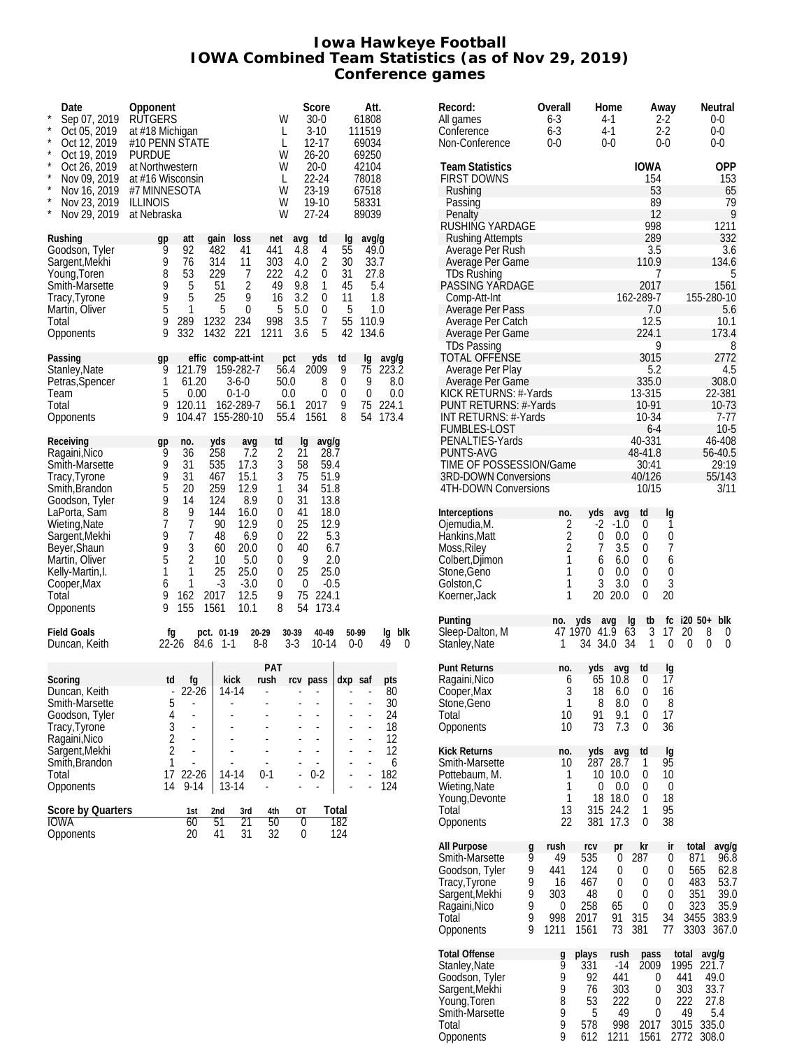# Iowa Hawkeye Football
## IOWA Combined Team Statistics (as of Nov 29, 2019)
### Conference games

| | Date | Opponent | | Score | Att. |
|---|---|---|---|---|---|
| * | Sep 07, 2019 | RUTGERS | W | 30-0 | 61808 |
| * | Oct 05, 2019 | at #18 Michigan | L | 3-10 | 111519 |
| * | Oct 12, 2019 | #10 PENN STATE | L | 12-17 | 69034 |
| * | Oct 19, 2019 | PURDUE | W | 26-20 | 69250 |
| * | Oct 26, 2019 | at Northwestern | W | 20-0 | 42104 |
| * | Nov 09, 2019 | at #16 Wisconsin | L | 22-24 | 78018 |
| * | Nov 16, 2019 | #7 MINNESOTA | W | 23-19 | 67518 |
| * | Nov 23, 2019 | ILLINOIS | W | 19-10 | 58331 |
| * | Nov 29, 2019 | at Nebraska | W | 27-24 | 89039 |

| Record: | Overall | Home | Away | Neutral |
|---|---|---|---|---|
| All games | 6-3 | 4-1 | 2-2 | 0-0 |
| Conference | 6-3 | 4-1 | 2-2 | 0-0 |
| Non-Conference | 0-0 | 0-0 | 0-0 | 0-0 |

| Team Statistics | IOWA | OPP |
|---|---|---|
| FIRST DOWNS | 154 | 153 |
| Rushing | 53 | 65 |
| Passing | 89 | 79 |
| Penalty | 12 | 9 |
| RUSHING YARDAGE | 998 | 1211 |
| Rushing Attempts | 289 | 332 |
| Average Per Rush | 3.5 | 3.6 |
| Average Per Game | 110.9 | 134.6 |
| TDs Rushing | 7 | 5 |
| PASSING YARDAGE | 2017 | 1561 |
| Comp-Att-Int | 162-289-7 | 155-280-10 |
| Average Per Pass | 7.0 | 5.6 |
| Average Per Catch | 12.5 | 10.1 |
| Average Per Game | 224.1 | 173.4 |
| TDs Passing | 9 | 8 |
| TOTAL OFFENSE | 3015 | 2772 |
| Average Per Play | 5.2 | 4.5 |
| Average Per Game | 335.0 | 308.0 |
| KICK RETURNS: #-Yards | 13-315 | 22-381 |
| PUNT RETURNS: #-Yards | 10-91 | 10-73 |
| INT RETURNS: #-Yards | 10-34 | 7-77 |
| FUMBLES-LOST | 6-4 | 10-5 |
| PENALTIES-Yards | 40-331 | 46-408 |
| PUNTS-AVG | 48-41.8 | 56-40.5 |
| TIME OF POSSESSION/Game | 30:41 | 29:19 |
| 3RD-DOWN Conversions | 40/126 | 55/143 |
| 4TH-DOWN Conversions | 10/15 | 3/11 |

| Rushing | gp | att | gain | loss | net | avg | td | lg | avg/g |
|---|---|---|---|---|---|---|---|---|---|
| Goodson, Tyler | 9 | 92 | 482 | 41 | 441 | 4.8 | 4 | 55 | 49.0 |
| Sargent,Mekhi | 9 | 76 | 314 | 11 | 303 | 4.0 | 2 | 30 | 33.7 |
| Young,Toren | 8 | 53 | 229 | 7 | 222 | 4.2 | 0 | 31 | 27.8 |
| Smith-Marsette | 9 | 5 | 51 | 2 | 49 | 9.8 | 1 | 45 | 5.4 |
| Tracy,Tyrone | 9 | 5 | 25 | 9 | 16 | 3.2 | 0 | 11 | 1.8 |
| Martin, Oliver | 5 | 1 | 5 | 0 | 5 | 5.0 | 0 | 5 | 1.0 |
| Total | 9 | 289 | 1232 | 234 | 998 | 3.5 | 7 | 55 | 110.9 |
| Opponents | 9 | 332 | 1432 | 221 | 1211 | 3.6 | 5 | 42 | 134.6 |

| Passing | gp | effic | comp-att-int | pct | yds | td | lg | avg/g |
|---|---|---|---|---|---|---|---|---|
| Stanley,Nate | 9 | 121.79 | 159-282-7 | 56.4 | 2009 | 9 | 75 | 223.2 |
| Petras,Spencer | 1 | 61.20 | 3-6-0 | 50.0 | 8 | 0 | 9 | 8.0 |
| Team | 5 | 0.00 | 0-1-0 | 0.0 | 0 | 0 | 0 | 0.0 |
| Total | 9 | 120.11 | 162-289-7 | 56.1 | 2017 | 9 | 75 | 224.1 |
| Opponents | 9 | 104.47 | 155-280-10 | 55.4 | 1561 | 8 | 54 | 173.4 |

| Receiving | gp | no. | yds | avg | td | lg | avg/g |
|---|---|---|---|---|---|---|---|
| Ragaini,Nico | 9 | 36 | 258 | 7.2 | 2 | 21 | 28.7 |
| Smith-Marsette | 9 | 31 | 535 | 17.3 | 3 | 58 | 59.4 |
| Tracy,Tyrone | 9 | 31 | 467 | 15.1 | 3 | 75 | 51.9 |
| Smith,Brandon | 5 | 20 | 259 | 12.9 | 1 | 34 | 51.8 |
| Goodson, Tyler | 9 | 14 | 124 | 8.9 | 0 | 31 | 13.8 |
| LaPorta, Sam | 8 | 9 | 144 | 16.0 | 0 | 41 | 18.0 |
| Wieting,Nate | 7 | 7 | 90 | 12.9 | 0 | 25 | 12.9 |
| Sargent,Mekhi | 9 | 7 | 48 | 6.9 | 0 | 22 | 5.3 |
| Beyer,Shaun | 9 | 3 | 60 | 20.0 | 0 | 40 | 6.7 |
| Martin, Oliver | 5 | 2 | 10 | 5.0 | 0 | 9 | 2.0 |
| Kelly-Martin,I. | 1 | 1 | 25 | 25.0 | 0 | 25 | 25.0 |
| Cooper,Max | 6 | 1 | -3 | -3.0 | 0 | 0 | -0.5 |
| Total | 9 | 162 | 2017 | 12.5 | 9 | 75 | 224.1 |
| Opponents | 9 | 155 | 1561 | 10.1 | 8 | 54 | 173.4 |

| Field Goals | fg | pct. | 01-19 | 20-29 | 30-39 | 40-49 | 50-99 | lg | blk |
|---|---|---|---|---|---|---|---|---|---|
| Duncan, Keith | 22-26 | 84.6 | 1-1 | 8-8 | 3-3 | 10-14 | 0-0 | 49 | 0 |

| | | | PAT | | | | | | |
|---|---|---|---|---|---|---|---|---|---|
| Scoring | td | fg | kick | rush | rcv | pass | dxp | saf | pts |
| Duncan, Keith | - | 22-26 | 14-14 | - | - | - | - | - | 80 |
| Smith-Marsette | 5 | - | - | - | - | - | - | - | 30 |
| Goodson, Tyler | 4 | - | - | - | - | - | - | - | 24 |
| Tracy,Tyrone | 3 | - | - | - | - | - | - | - | 18 |
| Ragaini,Nico | 2 | - | - | - | - | - | - | - | 12 |
| Sargent,Mekhi | 2 | - | - | - | - | - | - | - | 12 |
| Smith,Brandon | 1 | - | - | - | - | - | - | - | 6 |
| Total | 17 | 22-26 | 14-14 | 0-1 | - | 0-2 | - | - | 182 |
| Opponents | 14 | 9-14 | 13-14 | - | - | - | - | - | 124 |

| Score by Quarters | 1st | 2nd | 3rd | 4th | OT | Total |
|---|---|---|---|---|---|---|
| IOWA | 60 | 51 | 21 | 50 | 0 | 182 |
| Opponents | 20 | 41 | 31 | 32 | 0 | 124 |

| Interceptions | no. | yds | avg | td | lg |
|---|---|---|---|---|---|
| Ojemudia,M. | 2 | -2 | -1.0 | 0 | 1 |
| Hankins,Matt | 2 | 0 | 0.0 | 0 | 0 |
| Moss,Riley | 2 | 7 | 3.5 | 0 | 7 |
| Colbert,Djimon | 1 | 6 | 6.0 | 0 | 6 |
| Stone,Geno | 1 | 0 | 0.0 | 0 | 0 |
| Golston,C | 1 | 3 | 3.0 | 0 | 3 |
| Koerner,Jack | 1 | 20 | 20.0 | 0 | 20 |

| Punting | no. | yds | avg | lg | tb | fc | i20 | 50+ | blk |
|---|---|---|---|---|---|---|---|---|---|
| Sleep-Dalton, M | 47 | 1970 | 41.9 | 63 | 3 | 17 | 20 | 8 | 0 |
| Stanley,Nate | 1 | 34 | 34.0 | 34 | 1 | 0 | 0 | 0 | 0 |

| Punt Returns | no. | yds | avg | td | lg |
|---|---|---|---|---|---|
| Ragaini,Nico | 6 | 65 | 10.8 | 0 | 17 |
| Cooper,Max | 3 | 18 | 6.0 | 0 | 16 |
| Stone,Geno | 1 | 8 | 8.0 | 0 | 8 |
| Total | 10 | 91 | 9.1 | 0 | 17 |
| Opponents | 10 | 73 | 7.3 | 0 | 36 |

| Kick Returns | no. | yds | avg | td | lg |
|---|---|---|---|---|---|
| Smith-Marsette | 10 | 287 | 28.7 | 1 | 95 |
| Pottebaum, M. | 1 | 10 | 10.0 | 0 | 10 |
| Wieting,Nate | 1 | 0 | 0.0 | 0 | 0 |
| Young,Devonte | 1 | 18 | 18.0 | 0 | 18 |
| Total | 13 | 315 | 24.2 | 1 | 95 |
| Opponents | 22 | 381 | 17.3 | 0 | 38 |

| All Purpose | g | rush | rcv | pr | kr | ir | total | avg/g |
|---|---|---|---|---|---|---|---|---|
| Smith-Marsette | 9 | 49 | 535 | 0 | 287 | 0 | 871 | 96.8 |
| Goodson, Tyler | 9 | 441 | 124 | 0 | 0 | 0 | 565 | 62.8 |
| Tracy,Tyrone | 9 | 16 | 467 | 0 | 0 | 0 | 483 | 53.7 |
| Sargent,Mekhi | 9 | 303 | 48 | 0 | 0 | 0 | 351 | 39.0 |
| Ragaini,Nico | 9 | 0 | 258 | 65 | 0 | 0 | 323 | 35.9 |
| Total | 9 | 998 | 2017 | 91 | 315 | 34 | 3455 | 383.9 |
| Opponents | 9 | 1211 | 1561 | 73 | 381 | 77 | 3303 | 367.0 |

| Total Offense | g | plays | rush | pass | total | avg/g |
|---|---|---|---|---|---|---|
| Stanley,Nate | 9 | 331 | -14 | 2009 | 1995 | 221.7 |
| Goodson, Tyler | 9 | 92 | 441 | 0 | 441 | 49.0 |
| Sargent,Mekhi | 9 | 76 | 303 | 0 | 303 | 33.7 |
| Young,Toren | 8 | 53 | 222 | 0 | 222 | 27.8 |
| Smith-Marsette | 9 | 5 | 49 | 0 | 49 | 5.4 |
| Total | 9 | 578 | 998 | 2017 | 3015 | 335.0 |
| Opponents | 9 | 612 | 1211 | 1561 | 2772 | 308.0 |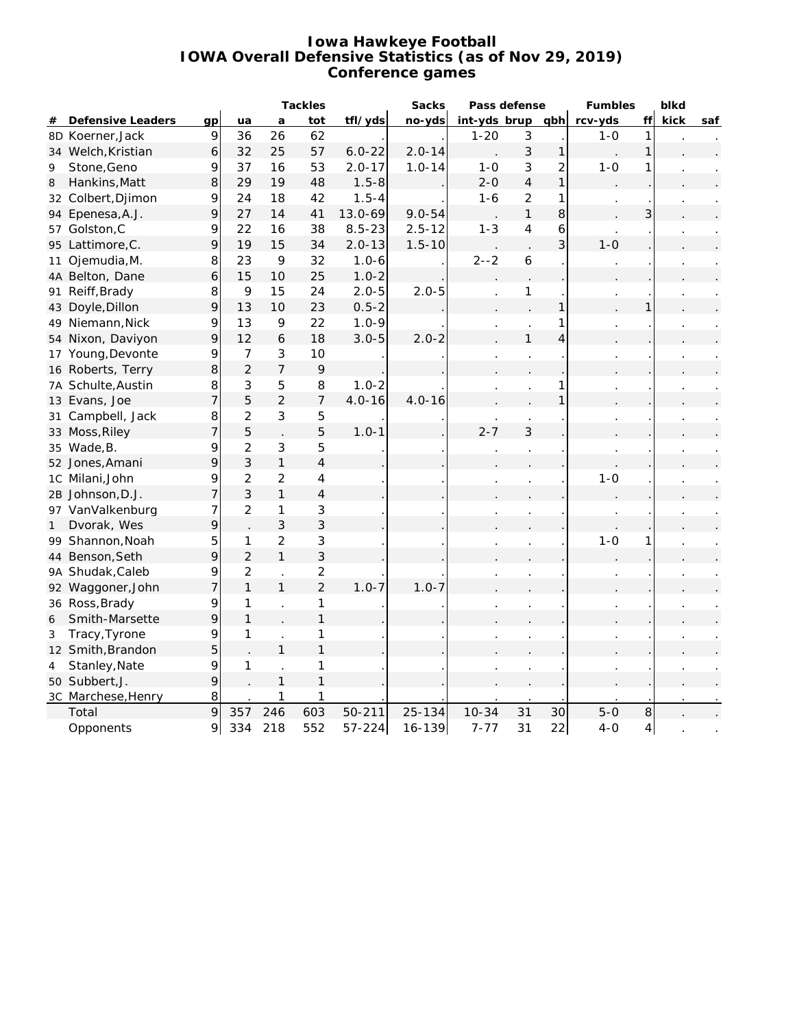# Iowa Hawkeye Football
## IOWA Overall Defensive Statistics (as of Nov 29, 2019)
### Conference games

| | | | Tackles | | | | Sacks | Pass defense | | | Fumbles | | blkd | |
|---|---|---|---|---|---|---|---|---|---|---|---|---|---|---|
| # | Defensive Leaders | gp | ua | a | tot | tfl/yds | no-yds | int-yds | brup | qbh | rcv-yds | ff | kick | saf |
| 8D | Koerner,Jack | 9 | 36 | 26 | 62 | . | . | 1-20 | 3 | . | 1-0 | 1 | . | . |
| 34 | Welch,Kristian | 6 | 32 | 25 | 57 | 6.0-22 | 2.0-14 | . | 3 | 1 | . | 1 | . | . |
| 9 | Stone,Geno | 9 | 37 | 16 | 53 | 2.0-17 | 1.0-14 | 1-0 | 3 | 2 | 1-0 | 1 | . | . |
| 8 | Hankins,Matt | 8 | 29 | 19 | 48 | 1.5-8 | . | 2-0 | 4 | 1 | . | . | . | . |
| 32 | Colbert,Djimon | 9 | 24 | 18 | 42 | 1.5-4 | . | 1-6 | 2 | 1 | . | . | . | . |
| 94 | Epenesa,A.J. | 9 | 27 | 14 | 41 | 13.0-69 | 9.0-54 | . | 1 | 8 | . | 3 | . | . |
| 57 | Golston,C | 9 | 22 | 16 | 38 | 8.5-23 | 2.5-12 | 1-3 | 4 | 6 | . | . | . | . |
| 95 | Lattimore,C. | 9 | 19 | 15 | 34 | 2.0-13 | 1.5-10 | . | . | 3 | 1-0 | . | . | . |
| 11 | Ojemudia,M. | 8 | 23 | 9 | 32 | 1.0-6 | . | 2--2 | 6 | . | . | . | . | . |
| 4A | Belton, Dane | 6 | 15 | 10 | 25 | 1.0-2 | . | . | . | . | . | . | . | . |
| 91 | Reiff,Brady | 8 | 9 | 15 | 24 | 2.0-5 | 2.0-5 | . | 1 | . | . | . | . | . |
| 43 | Doyle,Dillon | 9 | 13 | 10 | 23 | 0.5-2 | . | . | . | 1 | . | 1 | . | . |
| 49 | Niemann,Nick | 9 | 13 | 9 | 22 | 1.0-9 | . | . | . | 1 | . | . | . | . |
| 54 | Nixon, Daviyon | 9 | 12 | 6 | 18 | 3.0-5 | 2.0-2 | . | 1 | 4 | . | . | . | . |
| 17 | Young,Devonte | 9 | 7 | 3 | 10 | . | . | . | . | . | . | . | . | . |
| 16 | Roberts, Terry | 8 | 2 | 7 | 9 | . | . | . | . | . | . | . | . | . |
| 7A | Schulte,Austin | 8 | 3 | 5 | 8 | 1.0-2 | . | . | . | 1 | . | . | . | . |
| 13 | Evans, Joe | 7 | 5 | 2 | 7 | 4.0-16 | 4.0-16 | . | . | 1 | . | . | . | . |
| 31 | Campbell, Jack | 8 | 2 | 3 | 5 | . | . | . | . | . | . | . | . | . |
| 33 | Moss,Riley | 7 | 5 | . | 5 | 1.0-1 | . | 2-7 | 3 | . | . | . | . | . |
| 35 | Wade,B. | 9 | 2 | 3 | 5 | . | . | . | . | . | . | . | . | . |
| 52 | Jones,Amani | 9 | 3 | 1 | 4 | . | . | . | . | . | . | . | . | . |
| 1C | Milani,John | 9 | 2 | 2 | 4 | . | . | . | . | . | 1-0 | . | . | . |
| 2B | Johnson,D.J. | 7 | 3 | 1 | 4 | . | . | . | . | . | . | . | . | . |
| 97 | VanValkenburg | 7 | 2 | 1 | 3 | . | . | . | . | . | . | . | . | . |
| 1 | Dvorak, Wes | 9 | . | 3 | 3 | . | . | . | . | . | . | . | . | . |
| 99 | Shannon,Noah | 5 | 1 | 2 | 3 | . | . | . | . | . | 1-0 | 1 | . | . |
| 44 | Benson,Seth | 9 | 2 | 1 | 3 | . | . | . | . | . | . | . | . | . |
| 9A | Shudak,Caleb | 9 | 2 | . | 2 | . | . | . | . | . | . | . | . | . |
| 92 | Waggoner,John | 7 | 1 | 1 | 2 | 1.0-7 | 1.0-7 | . | . | . | . | . | . | . |
| 36 | Ross,Brady | 9 | 1 | . | 1 | . | . | . | . | . | . | . | . | . |
| 6 | Smith-Marsette | 9 | 1 | . | 1 | . | . | . | . | . | . | . | . | . |
| 3 | Tracy,Tyrone | 9 | 1 | . | 1 | . | . | . | . | . | . | . | . | . |
| 12 | Smith,Brandon | 5 | . | 1 | 1 | . | . | . | . | . | . | . | . | . |
| 4 | Stanley,Nate | 9 | 1 | . | 1 | . | . | . | . | . | . | . | . | . |
| 50 | Subbert,J. | 9 | . | 1 | 1 | . | . | . | . | . | . | . | . | . |
| 3C | Marchese,Henry | 8 | . | 1 | 1 | . | . | . | . | . | . | . | . | . |
| | Total | 9 | 357 | 246 | 603 | 50-211 | 25-134 | 10-34 | 31 | 30 | 5-0 | 8 | . | . |
| | Opponents | 9 | 334 | 218 | 552 | 57-224 | 16-139 | 7-77 | 31 | 22 | 4-0 | 4 | . | . |